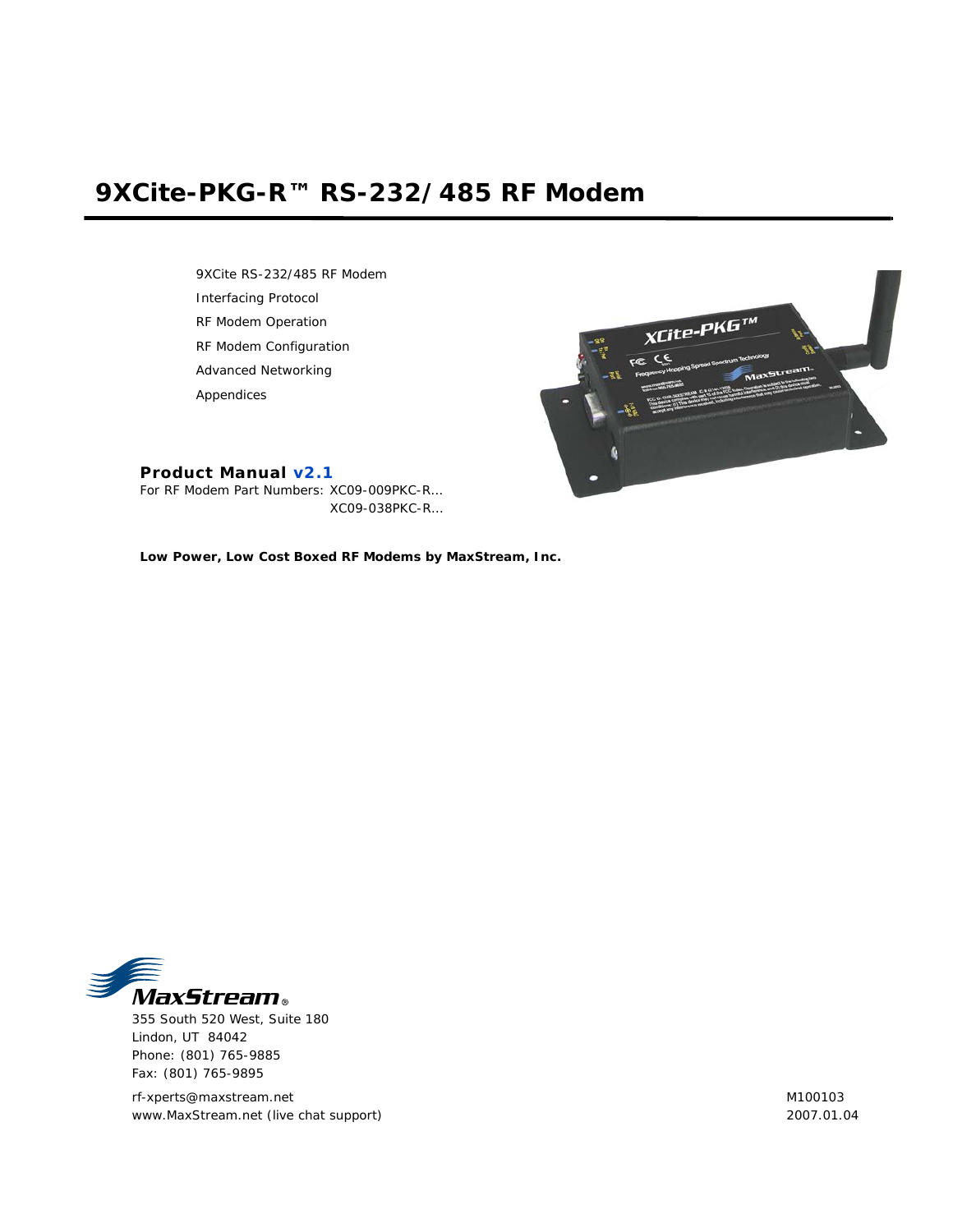# 9XCite-PKG-R™ RS-232/485 RF Modem

9XCite RS-232/485 RF Modem

Interfacing Protocol

RF Modem Operation

RF Modem Configuration

Advanced Networking

Appendices

**Product Manual v2.1**

For RF Modem Part Numbers: XC09-009PKC-R...
XC09-038PKC-R...

**Low Power, Low Cost Boxed RF Modems by MaxStream, Inc.**

MaxStream®

355 South 520 West, Suite 180
Lindon, UT 84042
Phone: (801) 765-9885
Fax: (801) 765-9895

rf-xperts@maxstream.net
www.MaxStream.net (live chat support)

M100103
2007.01.04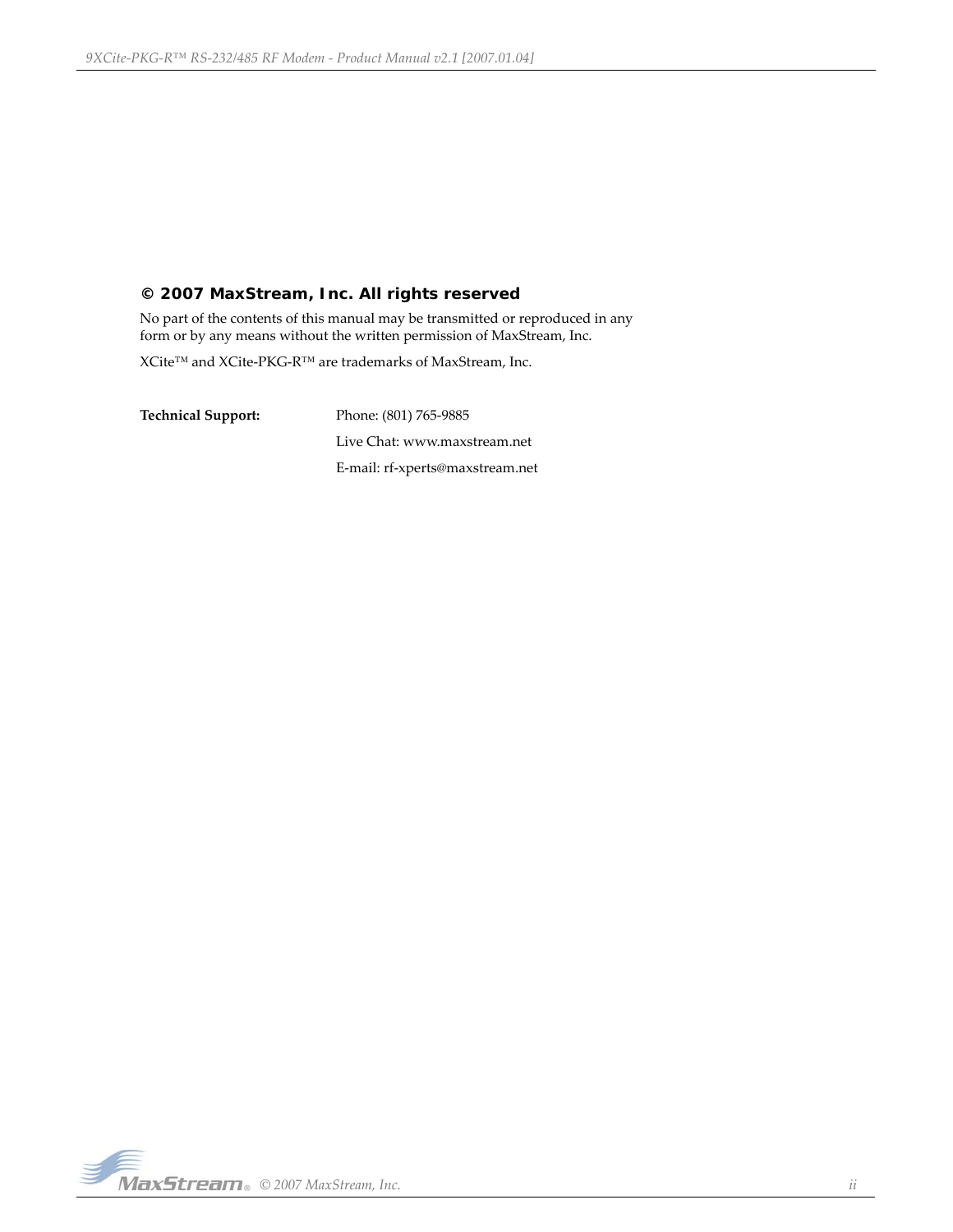**© 2007 MaxStream, Inc. All rights reserved**

No part of the contents of this manual may be transmitted or reproduced in any form or by any means without the written permission of MaxStream, Inc.

XCite™ and XCite-PKG-R™ are trademarks of MaxStream, Inc.

| **Technical Support:** | Phone: (801) 765-9885 |
|---|---|
| | Live Chat: www.maxstream.net |
| | E-mail: rf-xperts@maxstream.net |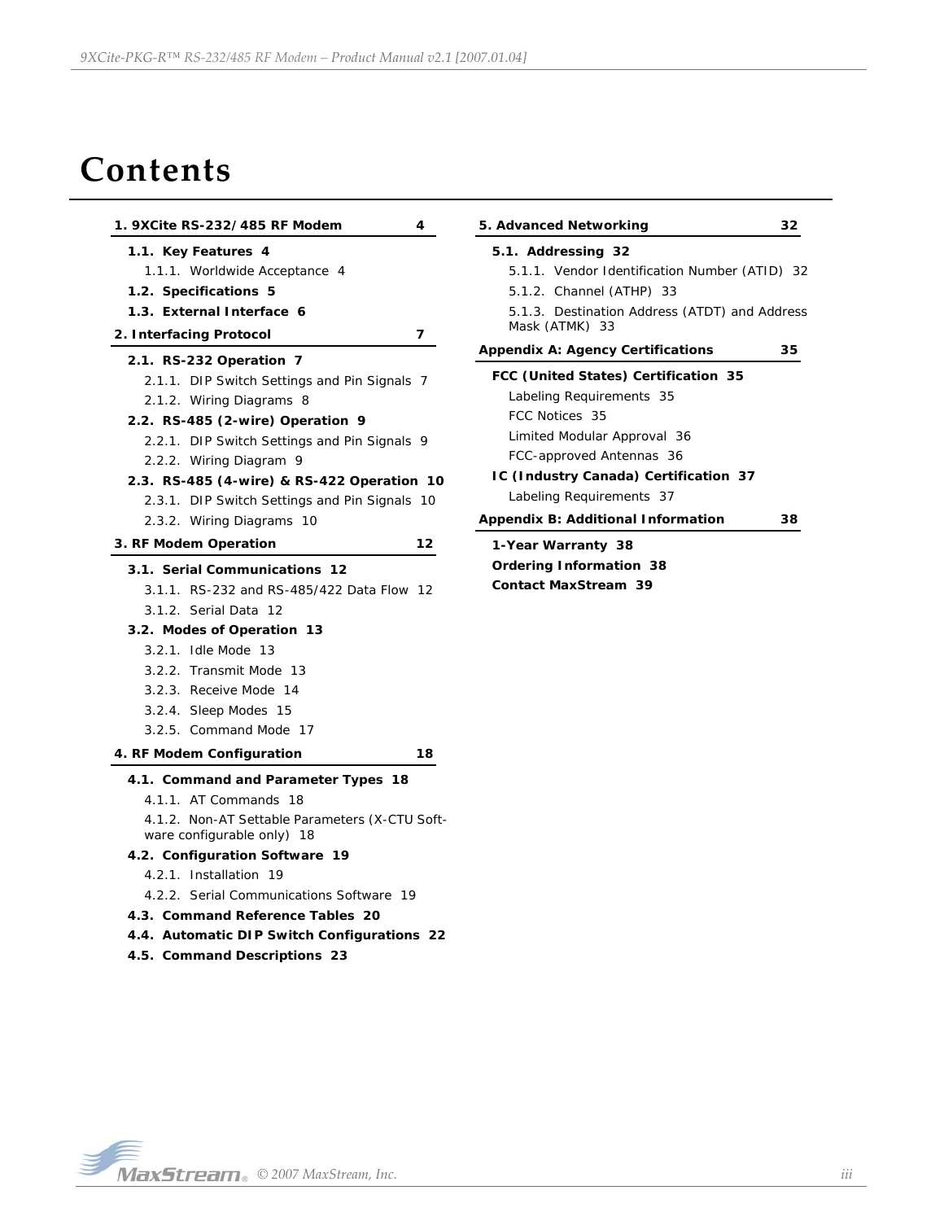# Contents

**1. 9XCite RS-232/485 RF Modem 4**

- **1.1. Key Features 4**
  - 1.1.1. Worldwide Acceptance 4
- **1.2. Specifications 5**
- **1.3. External Interface 6**

**2. Interfacing Protocol 7**

- **2.1. RS-232 Operation 7**
  - 2.1.1. DIP Switch Settings and Pin Signals 7
  - 2.1.2. Wiring Diagrams 8
- **2.2. RS-485 (2-wire) Operation 9**
  - 2.2.1. DIP Switch Settings and Pin Signals 9
  - 2.2.2. Wiring Diagram 9
- **2.3. RS-485 (4-wire) & RS-422 Operation 10**
  - 2.3.1. DIP Switch Settings and Pin Signals 10
  - 2.3.2. Wiring Diagrams 10

**3. RF Modem Operation 12**

- **3.1. Serial Communications 12**
  - 3.1.1. RS-232 and RS-485/422 Data Flow 12
  - 3.1.2. Serial Data 12
- **3.2. Modes of Operation 13**
  - 3.2.1. Idle Mode 13
  - 3.2.2. Transmit Mode 13
  - 3.2.3. Receive Mode 14
  - 3.2.4. Sleep Modes 15
  - 3.2.5. Command Mode 17

**4. RF Modem Configuration 18**

- **4.1. Command and Parameter Types 18**
  - 4.1.1. AT Commands 18
  - 4.1.2. Non-AT Settable Parameters (X-CTU Software configurable only) 18
- **4.2. Configuration Software 19**
  - 4.2.1. Installation 19
  - 4.2.2. Serial Communications Software 19
- **4.3. Command Reference Tables 20**
- **4.4. Automatic DIP Switch Configurations 22**
- **4.5. Command Descriptions 23**

**5. Advanced Networking 32**

- **5.1. Addressing 32**
  - 5.1.1. Vendor Identification Number (ATID) 32
  - 5.1.2. Channel (ATHP) 33
  - 5.1.3. Destination Address (ATDT) and Address Mask (ATMK) 33

**Appendix A: Agency Certifications 35**

- **FCC (United States) Certification 35**
  - Labeling Requirements 35
  - FCC Notices 35
  - Limited Modular Approval 36
  - FCC-approved Antennas 36
- **IC (Industry Canada) Certification 37**
  - Labeling Requirements 37

**Appendix B: Additional Information 38**

- **1-Year Warranty 38**
- **Ordering Information 38**
- **Contact MaxStream 39**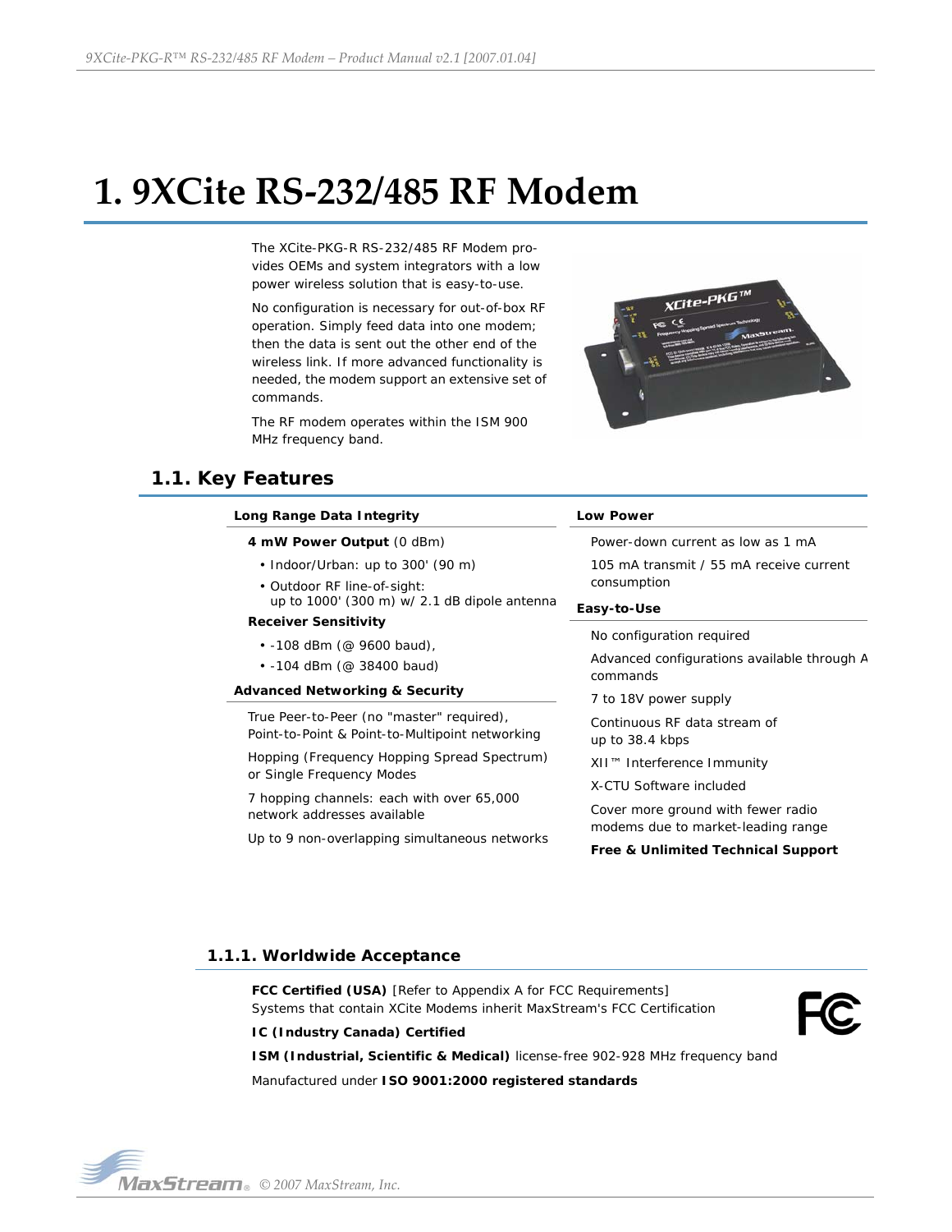# 1. 9XCite RS-232/485 RF Modem

The XCite-PKG-R RS-232/485 RF Modem provides OEMs and system integrators with a low power wireless solution that is easy-to-use.

No configuration is necessary for out-of-box RF operation. Simply feed data into one modem; then the data is sent out the other end of the wireless link. If more advanced functionality is needed, the modem support an extensive set of commands.

The RF modem operates within the ISM 900 MHz frequency band.

## 1.1. Key Features

**Long Range Data Integrity**

**4 mW Power Output** (0 dBm)

- Indoor/Urban: up to 300' (90 m)
- Outdoor RF line-of-sight: up to 1000' (300 m) w/ 2.1 dB dipole antenna

**Receiver Sensitivity**

- -108 dBm (@ 9600 baud),
- -104 dBm (@ 38400 baud)

**Advanced Networking & Security**

True Peer-to-Peer (no "master" required), Point-to-Point & Point-to-Multipoint networking

Hopping (Frequency Hopping Spread Spectrum) or Single Frequency Modes

7 hopping channels: each with over 65,000 network addresses available

Up to 9 non-overlapping simultaneous networks

**Low Power**

Power-down current as low as 1 mA

105 mA transmit / 55 mA receive current consumption

**Easy-to-Use**

No configuration required

Advanced configurations available through AT commands

7 to 18V power supply

Continuous RF data stream of up to 38.4 kbps

XII™ Interference Immunity

X-CTU Software included

Cover more ground with fewer radio modems due to market-leading range

**Free & Unlimited Technical Support**

### 1.1.1. Worldwide Acceptance

**FCC Certified (USA)** [Refer to Appendix A for FCC Requirements]
Systems that contain XCite Modems inherit MaxStream's FCC Certification

**IC (Industry Canada) Certified**

**ISM (Industrial, Scientific & Medical)** license-free 902-928 MHz frequency band

Manufactured under **ISO 9001:2000 registered standards**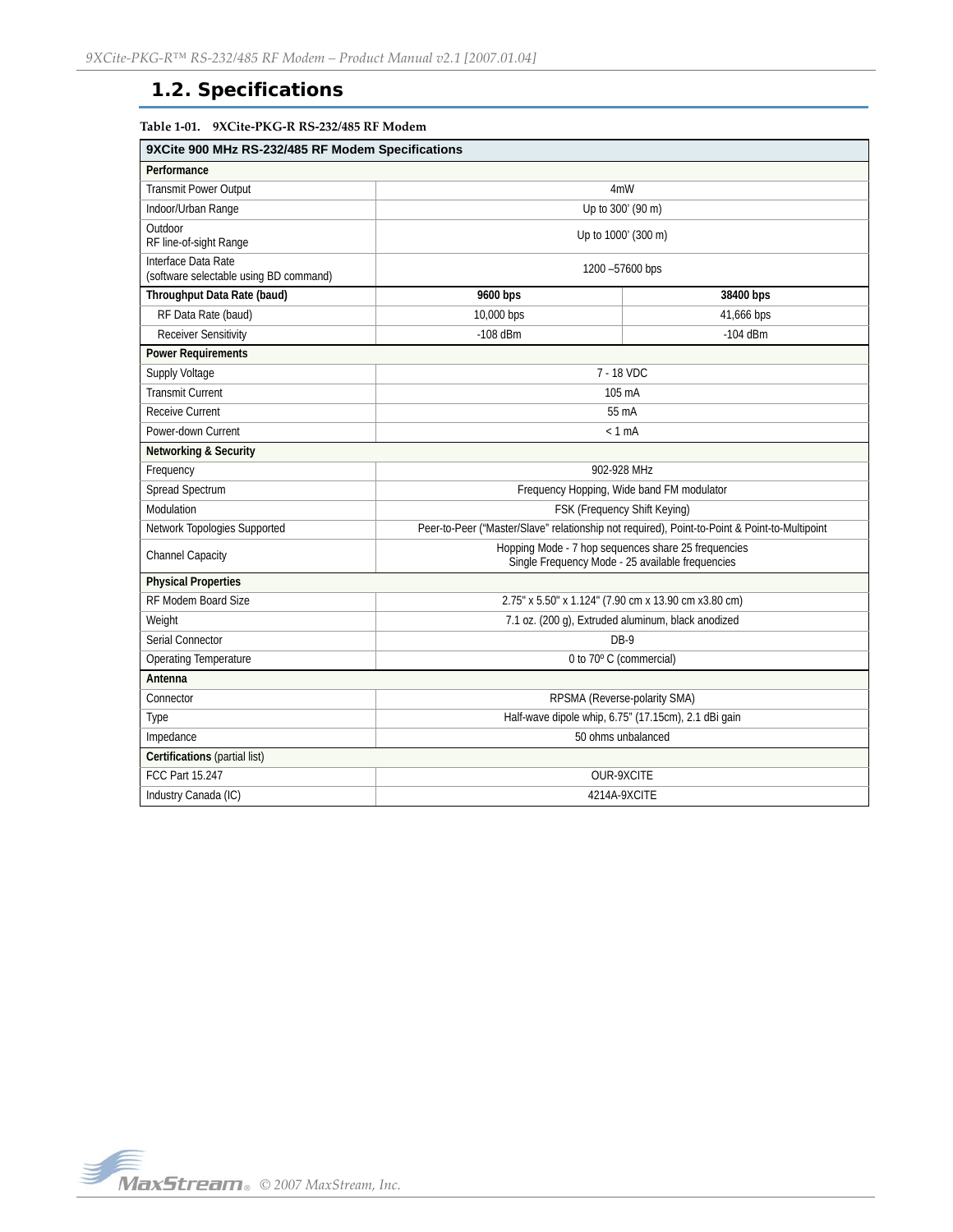## 1.2. Specifications

**Table 1-01. 9XCite-PKG-R RS-232/485 RF Modem**

| 9XCite 900 MHz RS-232/485 RF Modem Specifications | | |
|---|---|---|
| **Performance** | | |
| Transmit Power Output | 4mW | |
| Indoor/Urban Range | Up to 300' (90 m) | |
| Outdoor RF line-of-sight Range | Up to 1000' (300 m) | |
| Interface Data Rate (software selectable using BD command) | 1200 –57600 bps | |
| **Throughput Data Rate (baud)** | **9600 bps** | **38400 bps** |
| RF Data Rate (baud) | 10,000 bps | 41,666 bps |
| Receiver Sensitivity | -108 dBm | -104 dBm |
| **Power Requirements** | | |
| Supply Voltage | 7 - 18 VDC | |
| Transmit Current | 105 mA | |
| Receive Current | 55 mA | |
| Power-down Current | < 1 mA | |
| **Networking & Security** | | |
| Frequency | 902-928 MHz | |
| Spread Spectrum | Frequency Hopping, Wide band FM modulator | |
| Modulation | FSK (Frequency Shift Keying) | |
| Network Topologies Supported | Peer-to-Peer ("Master/Slave" relationship not required), Point-to-Point & Point-to-Multipoint | |
| Channel Capacity | Hopping Mode - 7 hop sequences share 25 frequencies<br>Single Frequency Mode - 25 available frequencies | |
| **Physical Properties** | | |
| RF Modem Board Size | 2.75" x 5.50" x 1.124" (7.90 cm x 13.90 cm x3.80 cm) | |
| Weight | 7.1 oz. (200 g), Extruded aluminum, black anodized | |
| Serial Connector | DB-9 | |
| Operating Temperature | 0 to 70º C (commercial) | |
| **Antenna** | | |
| Connector | RPSMA (Reverse-polarity SMA) | |
| Type | Half-wave dipole whip, 6.75" (17.15cm), 2.1 dBi gain | |
| Impedance | 50 ohms unbalanced | |
| **Certifications** (partial list) | | |
| FCC Part 15.247 | OUR-9XCITE | |
| Industry Canada (IC) | 4214A-9XCITE | |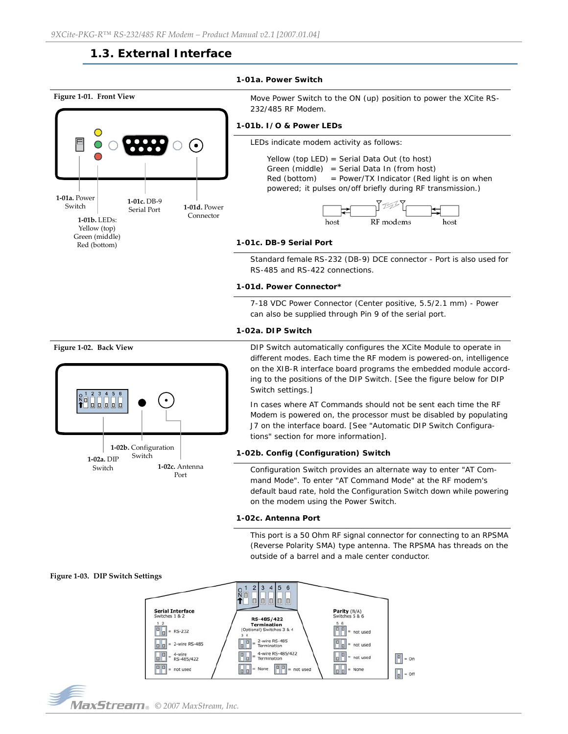## 1.3. External Interface

**Figure 1-01. Front View**

1-01a. Power Switch

1-01b. LEDs: Yellow (top) Green (middle) Red (bottom)

1-01c. DB-9 Serial Port

1-01d. Power Connector

### 1-01a. Power Switch

Move Power Switch to the ON (up) position to power the XCite RS-232/485 RF Modem.

### 1-01b. I/O & Power LEDs

LEDs indicate modem activity as follows:

Yellow (top LED) = Serial Data Out (to host)
Green (middle) = Serial Data In (from host)
Red (bottom) = Power/TX Indicator (Red light is on when powered; it pulses on/off briefly during RF transmission.)

host — RF modems — host

### 1-01c. DB-9 Serial Port

Standard female RS-232 (DB-9) DCE connector - Port is also used for RS-485 and RS-422 connections.

### 1-01d. Power Connector*

7-18 VDC Power Connector (Center positive, 5.5/2.1 mm) - Power can also be supplied through Pin 9 of the serial port.

**Figure 1-02. Back View**

1-02a. DIP Switch

1-02b. Configuration Switch

1-02c. Antenna Port

### 1-02a. DIP Switch

DIP Switch automatically configures the XCite Module to operate in different modes. Each time the RF modem is powered-on, intelligence on the XIB-R interface board programs the embedded module according to the positions of the DIP Switch. [See the figure below for DIP Switch settings.]

In cases where AT Commands should not be sent each time the RF Modem is powered on, the processor must be disabled by populating J7 on the interface board. [See "Automatic DIP Switch Configurations" section for more information].

### 1-02b. Config (Configuration) Switch

Configuration Switch provides an alternate way to enter "AT Command Mode". To enter "AT Command Mode" at the RF modem's default baud rate, hold the Configuration Switch down while powering on the modem using the Power Switch.

### 1-02c. Antenna Port

This port is a 50 Ohm RF signal connector for connecting to an RPSMA (Reverse Polarity SMA) type antenna. The RPSMA has threads on the outside of a barrel and a male center conductor.

**Figure 1-03. DIP Switch Settings**

**Serial Interface** Switches 1 & 2
- RS-232
- 2-wire RS-485
- 4-wire RS-485/422
- not used

**RS-485/422 Termination** (Optional) Switches 3 & 4
- 2-wire RS-485 Termination
- 4-wire RS-485/422 Termination
- None
- not used

**Parity** (N/A) Switches 5 & 6
- not used
- not used
- not used
- None

= On
= Off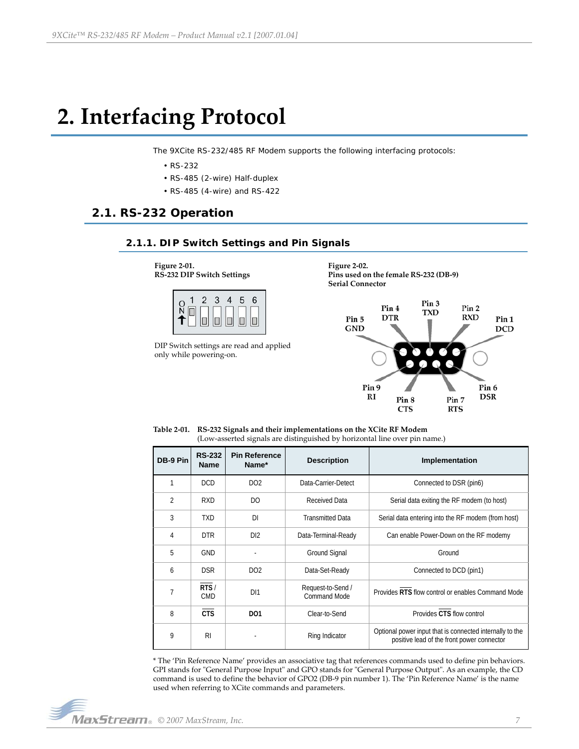# 2. Interfacing Protocol

The 9XCite RS-232/485 RF Modem supports the following interfacing protocols:

- RS-232
- RS-485 (2-wire) Half-duplex
- RS-485 (4-wire) and RS-422

## 2.1. RS-232 Operation

### 2.1.1. DIP Switch Settings and Pin Signals

**Figure 2-01.**
**RS-232 DIP Switch Settings**

DIP Switch settings are read and applied only while powering-on.

**Figure 2-02.**
**Pins used on the female RS-232 (DB-9) Serial Connector**

**Table 2-01. RS-232 Signals and their implementations on the XCite RF Modem**
(Low-asserted signals are distinguished by horizontal line over pin name.)

| DB-9 Pin | RS-232 Name | Pin Reference Name* | Description | Implementation |
|---|---|---|---|---|
| 1 | DCD | DO2 | Data-Carrier-Detect | Connected to DSR (pin6) |
| 2 | RXD | DO | Received Data | Serial data exiting the RF modem (to host) |
| 3 | TXD | DI | Transmitted Data | Serial data entering into the RF modem (from host) |
| 4 | DTR | DI2 | Data-Terminal-Ready | Can enable Power-Down on the RF modemy |
| 5 | GND | - | Ground Signal | Ground |
| 6 | DSR | DO2 | Data-Set-Ready | Connected to DCD (pin1) |
| 7 | RTS / CMD | DI1 | Request-to-Send / Command Mode | Provides **RTS** flow control or enables Command Mode |
| 8 | **CTS** | **DO1** | Clear-to-Send | Provides **CTS** flow control |
| 9 | RI | - | Ring Indicator | Optional power input that is connected internally to the positive lead of the front power connector |

* The 'Pin Reference Name' provides an associative tag that references commands used to define pin behaviors. GPI stands for "General Purpose Input" and GPO stands for "General Purpose Output". As an example, the CD command is used to define the behavior of GPO2 (DB-9 pin number 1). The 'Pin Reference Name' is the name used when referring to XCite commands and parameters.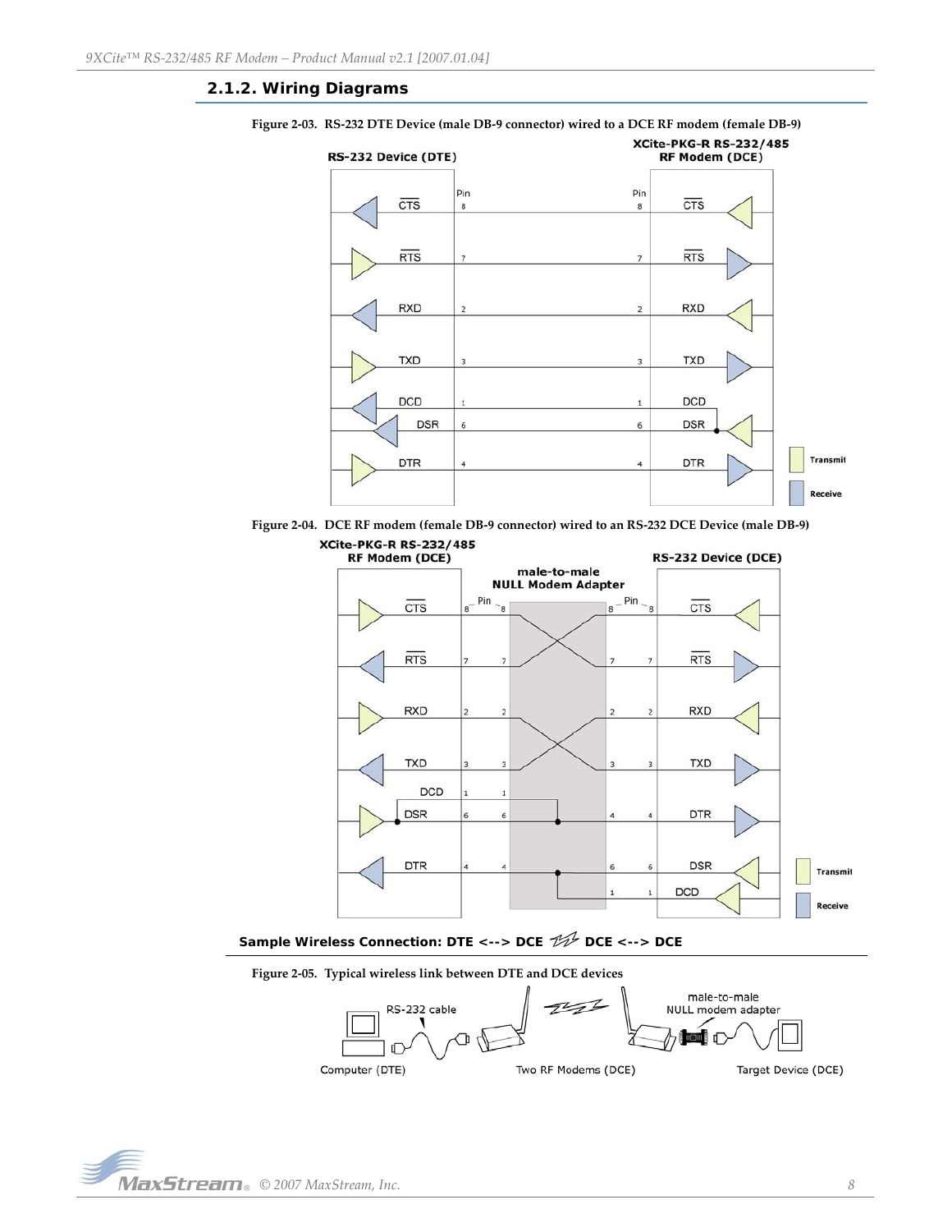### 2.1.2. Wiring Diagrams

**Figure 2-03. RS-232 DTE Device (male DB-9 connector) wired to a DCE RF modem (female DB-9)**

**Figure 2-04. DCE RF modem (female DB-9 connector) wired to an RS-232 DCE Device (male DB-9)**

**Sample Wireless Connection: DTE <--> DCE DCE <--> DCE**

**Figure 2-05. Typical wireless link between DTE and DCE devices**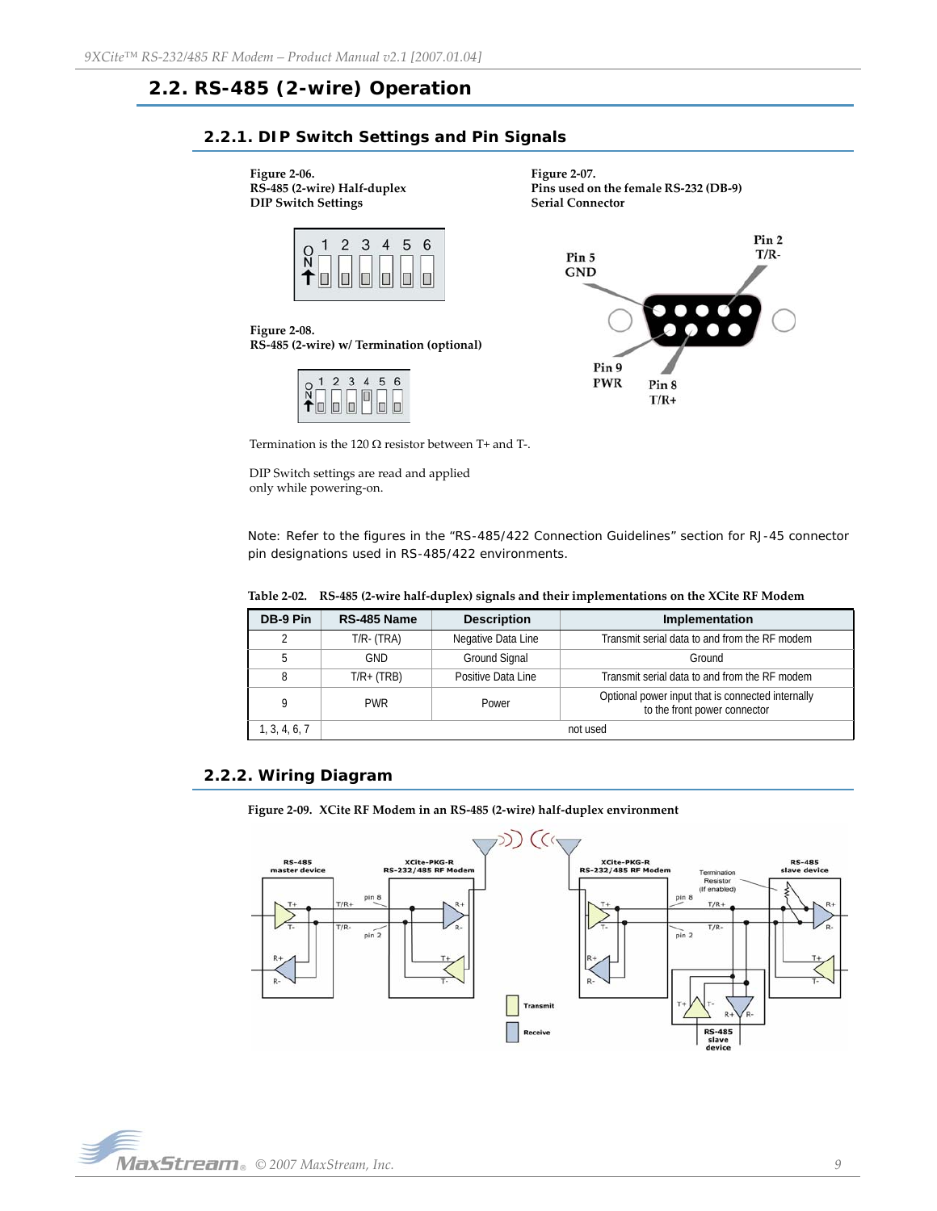## 2.2. RS-485 (2-wire) Operation

### 2.2.1. DIP Switch Settings and Pin Signals

**Figure 2-06.**
**RS-485 (2-wire) Half-duplex DIP Switch Settings**

**Figure 2-07.**
**Pins used on the female RS-232 (DB-9) Serial Connector**

**Figure 2-08.**
**RS-485 (2-wire) w/ Termination (optional)**

Termination is the 120 Ω resistor between T+ and T-.

DIP Switch settings are read and applied only while powering-on.

Note: Refer to the figures in the "RS-485/422 Connection Guidelines" section for RJ-45 connector pin designations used in RS-485/422 environments.

**Table 2-02. RS-485 (2-wire half-duplex) signals and their implementations on the XCite RF Modem**

| DB-9 Pin | RS-485 Name | Description | Implementation |
|---|---|---|---|
| 2 | T/R- (TRA) | Negative Data Line | Transmit serial data to and from the RF modem |
| 5 | GND | Ground Signal | Ground |
| 8 | T/R+ (TRB) | Positive Data Line | Transmit serial data to and from the RF modem |
| 9 | PWR | Power | Optional power input that is connected internally to the front power connector |
| 1, 3, 4, 6, 7 | not used | | |

### 2.2.2. Wiring Diagram

**Figure 2-09. XCite RF Modem in an RS-485 (2-wire) half-duplex environment**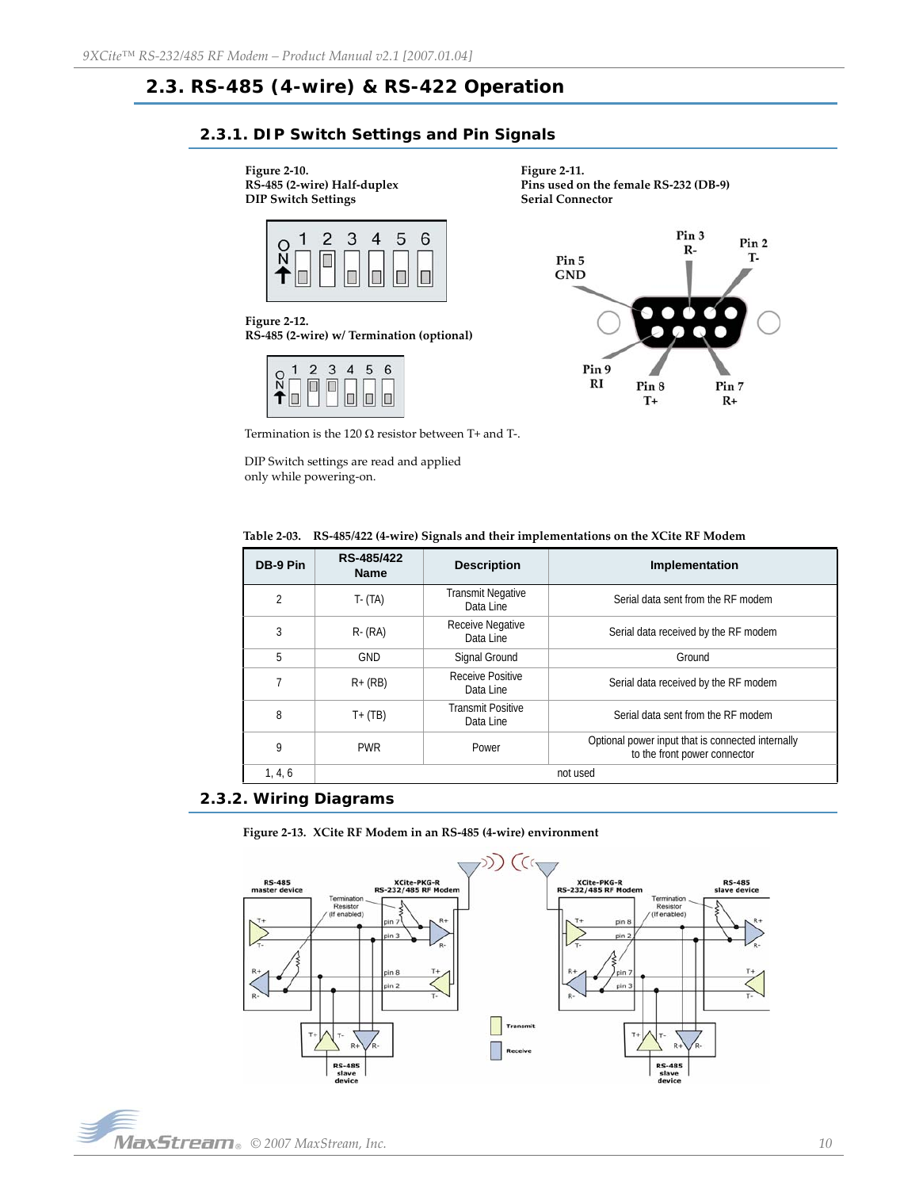## 2.3. RS-485 (4-wire) & RS-422 Operation

### 2.3.1. DIP Switch Settings and Pin Signals

Figure 2-10.
RS-485 (2-wire) Half-duplex DIP Switch Settings

Figure 2-11.
Pins used on the female RS-232 (DB-9) Serial Connector

Figure 2-12.
RS-485 (2-wire) w/ Termination (optional)

Termination is the 120 Ω resistor between T+ and T-.

DIP Switch settings are read and applied only while powering-on.

Table 2-03. RS-485/422 (4-wire) Signals and their implementations on the XCite RF Modem

| DB-9 Pin | RS-485/422 Name | Description | Implementation |
|---|---|---|---|
| 2 | T- (TA) | Transmit Negative Data Line | Serial data sent from the RF modem |
| 3 | R- (RA) | Receive Negative Data Line | Serial data received by the RF modem |
| 5 | GND | Signal Ground | Ground |
| 7 | R+ (RB) | Receive Positive Data Line | Serial data received by the RF modem |
| 8 | T+ (TB) | Transmit Positive Data Line | Serial data sent from the RF modem |
| 9 | PWR | Power | Optional power input that is connected internally to the front power connector |
| 1, 4, 6 | not used | | |

### 2.3.2. Wiring Diagrams

Figure 2-13. XCite RF Modem in an RS-485 (4-wire) environment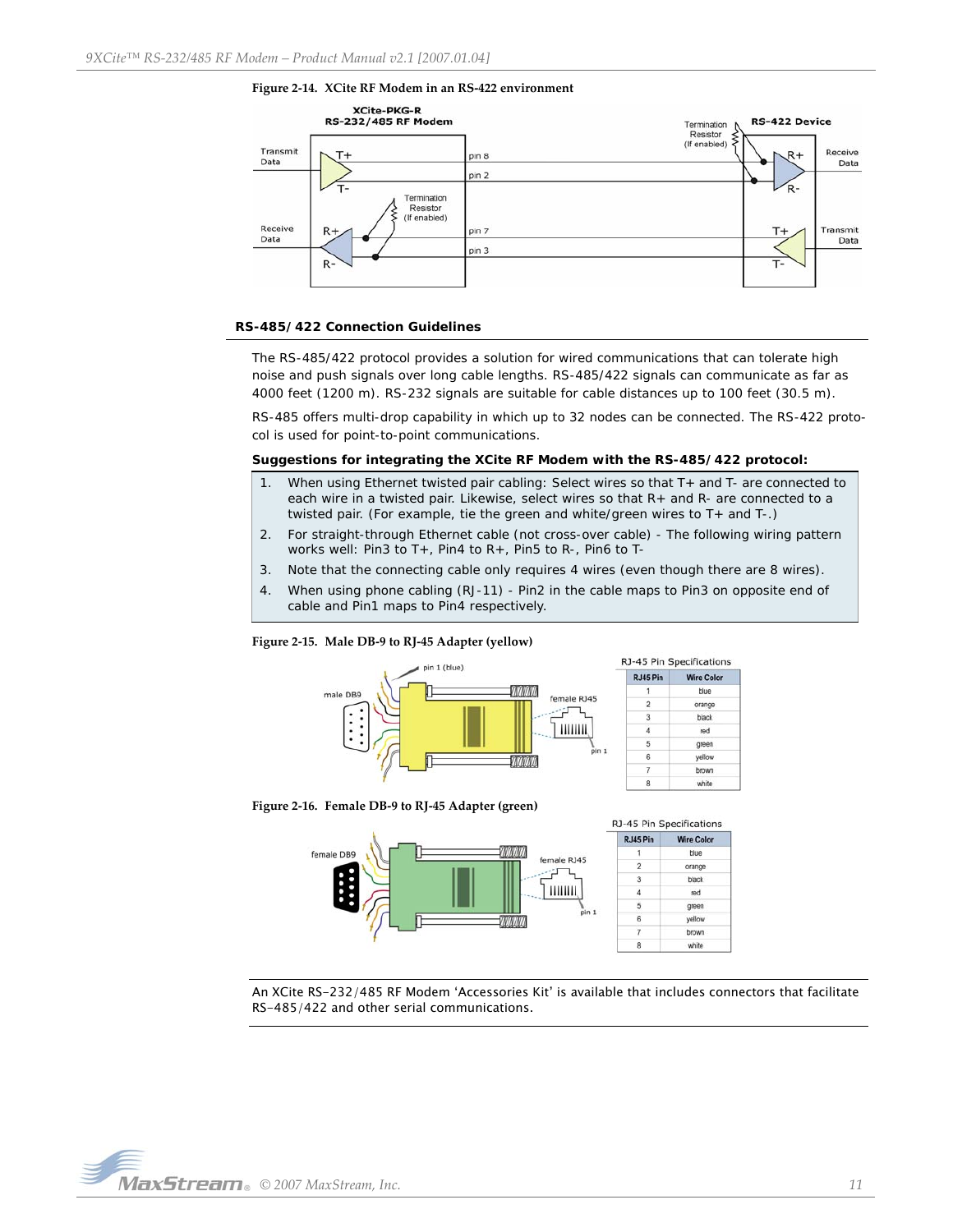Figure 2-14. XCite RF Modem in an RS-422 environment

### RS-485/422 Connection Guidelines

The RS-485/422 protocol provides a solution for wired communications that can tolerate high noise and push signals over long cable lengths. RS-485/422 signals can communicate as far as 4000 feet (1200 m). RS-232 signals are suitable for cable distances up to 100 feet (30.5 m).

RS-485 offers multi-drop capability in which up to 32 nodes can be connected. The RS-422 protocol is used for point-to-point communications.

**Suggestions for integrating the XCite RF Modem with the RS-485/422 protocol:**

1. When using Ethernet twisted pair cabling: Select wires so that T+ and T- are connected to each wire in a twisted pair. Likewise, select wires so that R+ and R- are connected to a twisted pair. (For example, tie the green and white/green wires to T+ and T-.)
2. For straight-through Ethernet cable (not cross-over cable) - The following wiring pattern works well: Pin3 to T+, Pin4 to R+, Pin5 to R-, Pin6 to T-
3. Note that the connecting cable only requires 4 wires (even though there are 8 wires).
4. When using phone cabling (RJ-11) - Pin2 in the cable maps to Pin3 on opposite end of cable and Pin1 maps to Pin4 respectively.

Figure 2-15. Male DB-9 to RJ-45 Adapter (yellow)

RJ-45 Pin Specifications

| RJ45 Pin | Wire Color |
|---|---|
| 1 | blue |
| 2 | orange |
| 3 | black |
| 4 | red |
| 5 | green |
| 6 | yellow |
| 7 | brown |
| 8 | white |

Figure 2-16. Female DB-9 to RJ-45 Adapter (green)

RJ-45 Pin Specifications

| RJ45 Pin | Wire Color |
|---|---|
| 1 | blue |
| 2 | orange |
| 3 | black |
| 4 | red |
| 5 | green |
| 6 | yellow |
| 7 | brown |
| 8 | white |

An XCite RS-232/485 RF Modem 'Accessories Kit' is available that includes connectors that facilitate RS-485/422 and other serial communications.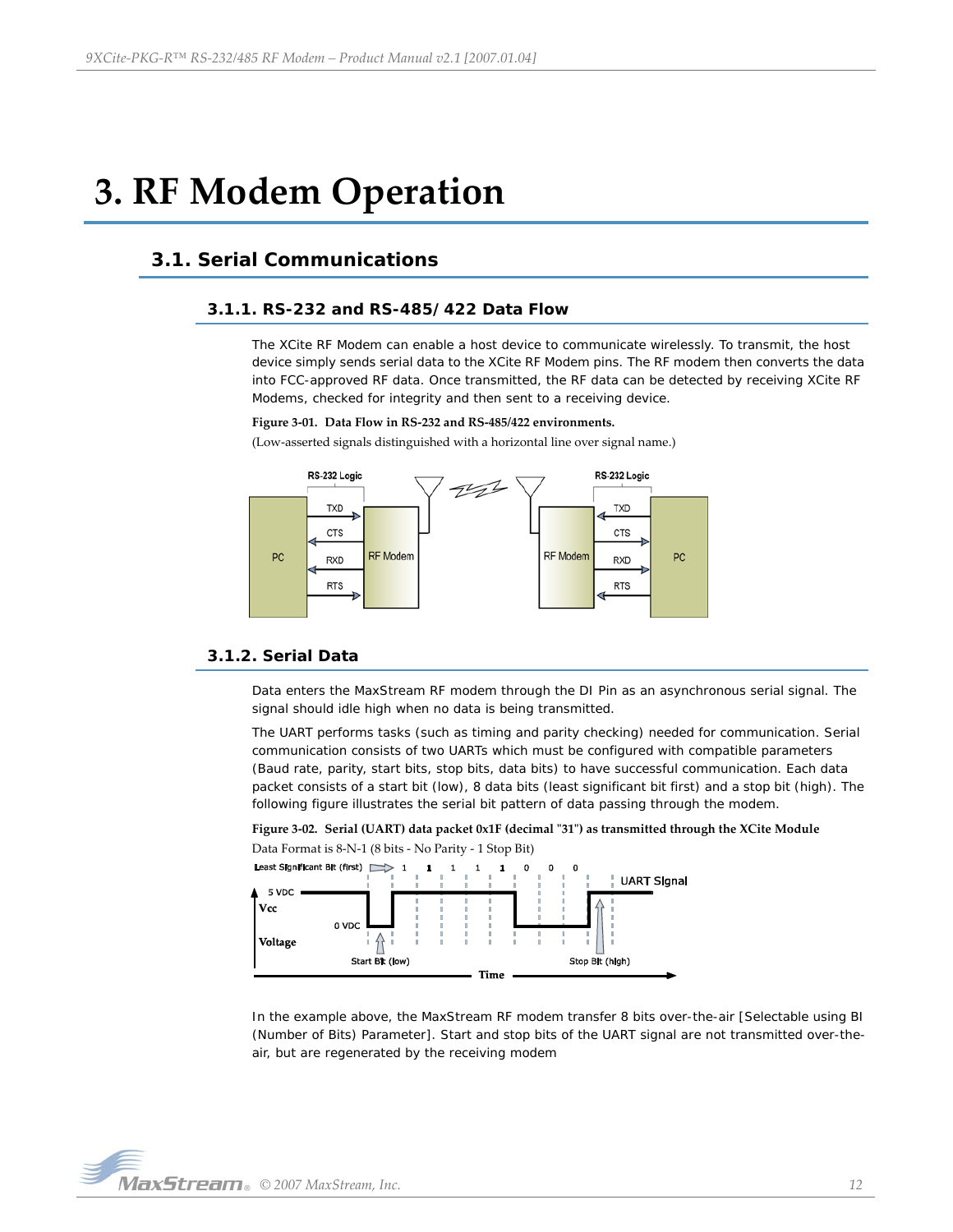# 3. RF Modem Operation

## 3.1. Serial Communications

### 3.1.1. RS-232 and RS-485/422 Data Flow

The XCite RF Modem can enable a host device to communicate wirelessly. To transmit, the host device simply sends serial data to the XCite RF Modem pins. The RF modem then converts the data into FCC-approved RF data. Once transmitted, the RF data can be detected by receiving XCite RF Modems, checked for integrity and then sent to a receiving device.

**Figure 3-01. Data Flow in RS-232 and RS-485/422 environments.**

(Low-asserted signals distinguished with a horizontal line over signal name.)

### 3.1.2. Serial Data

Data enters the MaxStream RF modem through the DI Pin as an asynchronous serial signal. The signal should idle high when no data is being transmitted.

The UART performs tasks (such as timing and parity checking) needed for communication. Serial communication consists of two UARTs which must be configured with compatible parameters (Baud rate, parity, start bits, stop bits, data bits) to have successful communication. Each data packet consists of a start bit (low), 8 data bits (least significant bit first) and a stop bit (high). The following figure illustrates the serial bit pattern of data passing through the modem.

**Figure 3-02. Serial (UART) data packet 0x1F (decimal "31") as transmitted through the XCite Module**

Data Format is 8-N-1 (8 bits - No Parity - 1 Stop Bit)

In the example above, the MaxStream RF modem transfer 8 bits over-the-air [Selectable using BI (Number of Bits) Parameter]. Start and stop bits of the UART signal are not transmitted over-the-air, but are regenerated by the receiving modem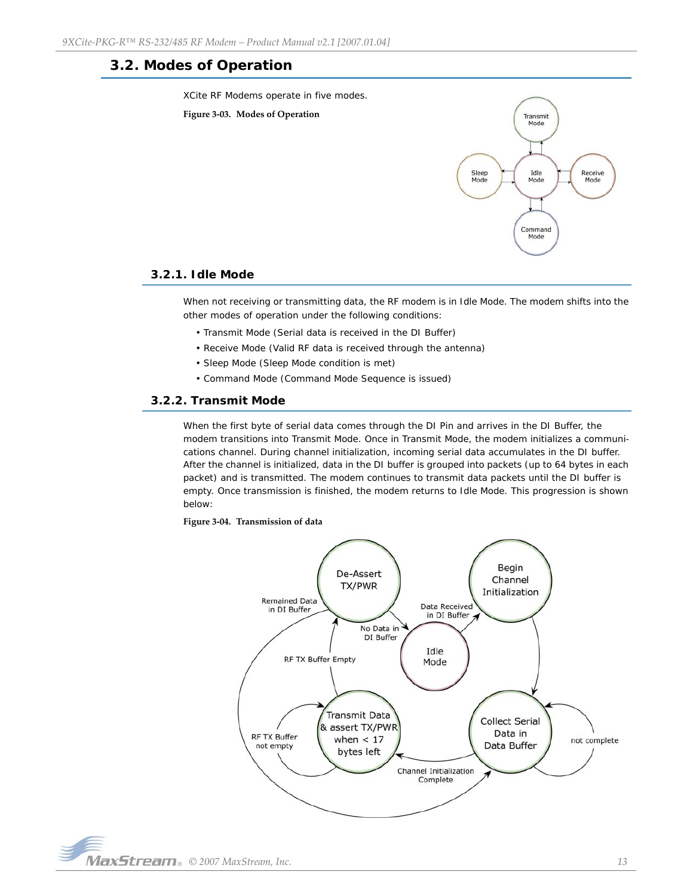## 3.2. Modes of Operation

XCite RF Modems operate in five modes.

**Figure 3-03. Modes of Operation**

### 3.2.1. Idle Mode

When not receiving or transmitting data, the RF modem is in Idle Mode. The modem shifts into the other modes of operation under the following conditions:

- Transmit Mode (Serial data is received in the DI Buffer)
- Receive Mode (Valid RF data is received through the antenna)
- Sleep Mode (Sleep Mode condition is met)
- Command Mode (Command Mode Sequence is issued)

### 3.2.2. Transmit Mode

When the first byte of serial data comes through the DI Pin and arrives in the DI Buffer, the modem transitions into Transmit Mode. Once in Transmit Mode, the modem initializes a communications channel. During channel initialization, incoming serial data accumulates in the DI buffer. After the channel is initialized, data in the DI buffer is grouped into packets (up to 64 bytes in each packet) and is transmitted. The modem continues to transmit data packets until the DI buffer is empty. Once transmission is finished, the modem returns to Idle Mode. This progression is shown below:

**Figure 3-04. Transmission of data**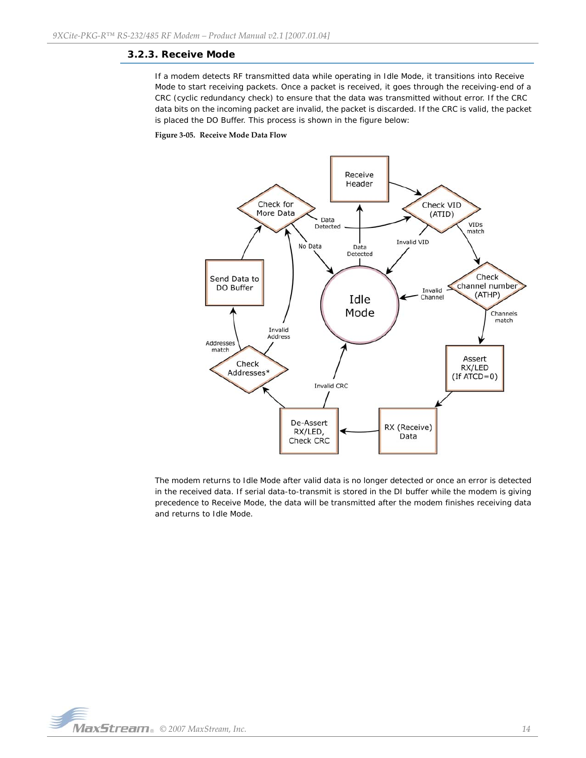### 3.2.3. Receive Mode

If a modem detects RF transmitted data while operating in Idle Mode, it transitions into Receive Mode to start receiving packets. Once a packet is received, it goes through the receiving-end of a CRC (cyclic redundancy check) to ensure that the data was transmitted without error. If the CRC data bits on the incoming packet are invalid, the packet is discarded. If the CRC is valid, the packet is placed the DO Buffer. This process is shown in the figure below:

**Figure 3-05. Receive Mode Data Flow**

The modem returns to Idle Mode after valid data is no longer detected or once an error is detected in the received data. If serial data-to-transmit is stored in the DI buffer while the modem is giving precedence to Receive Mode, the data will be transmitted after the modem finishes receiving data and returns to Idle Mode.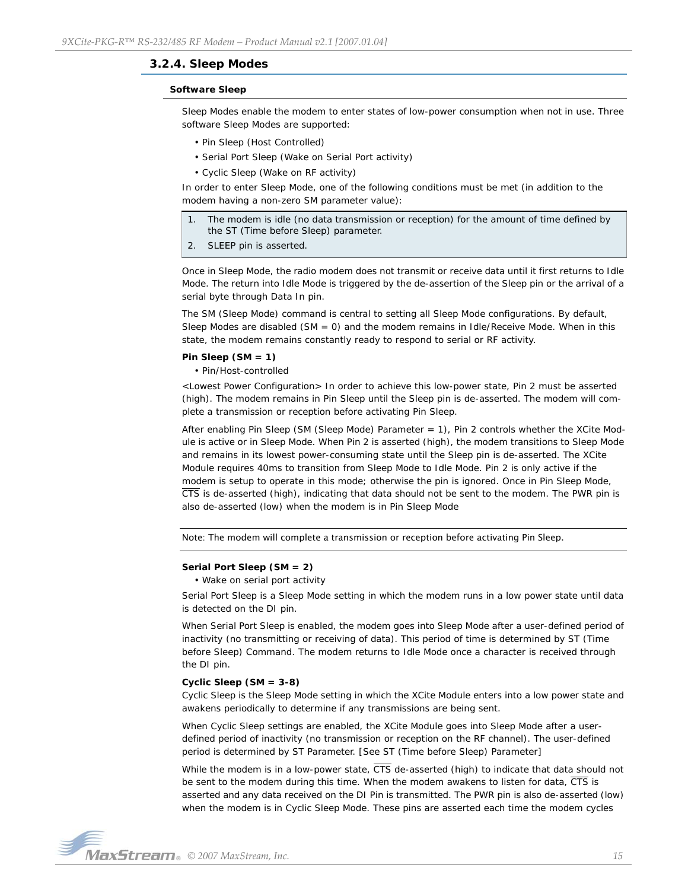### 3.2.4. Sleep Modes

#### Software Sleep

Sleep Modes enable the modem to enter states of low-power consumption when not in use. Three software Sleep Modes are supported:

- Pin Sleep (Host Controlled)
- Serial Port Sleep (Wake on Serial Port activity)
- Cyclic Sleep (Wake on RF activity)

In order to enter Sleep Mode, one of the following conditions must be met (in addition to the modem having a non-zero SM parameter value):

1. The modem is idle (no data transmission or reception) for the amount of time defined by the ST (Time before Sleep) parameter.
2. SLEEP pin is asserted.

Once in Sleep Mode, the radio modem does not transmit or receive data until it first returns to Idle Mode. The return into Idle Mode is triggered by the de-assertion of the Sleep pin or the arrival of a serial byte through Data In pin.

The SM (Sleep Mode) command is central to setting all Sleep Mode configurations. By default, Sleep Modes are disabled (SM = 0) and the modem remains in Idle/Receive Mode. When in this state, the modem remains constantly ready to respond to serial or RF activity.

**Pin Sleep (SM = 1)**

- Pin/Host-controlled

<Lowest Power Configuration> In order to achieve this low-power state, Pin 2 must be asserted (high). The modem remains in Pin Sleep until the Sleep pin is de-asserted. The modem will complete a transmission or reception before activating Pin Sleep.

After enabling Pin Sleep (SM (Sleep Mode) Parameter = 1), Pin 2 controls whether the XCite Module is active or in Sleep Mode. When Pin 2 is asserted (high), the modem transitions to Sleep Mode and remains in its lowest power-consuming state until the Sleep pin is de-asserted. The XCite Module requires 40ms to transition from Sleep Mode to Idle Mode. Pin 2 is only active if the modem is setup to operate in this mode; otherwise the pin is ignored. Once in Pin Sleep Mode, $\overline{\text{CTS}}$ is de-asserted (high), indicating that data should not be sent to the modem. The PWR pin is also de-asserted (low) when the modem is in Pin Sleep Mode

Note: The modem will complete a transmission or reception before activating Pin Sleep.

**Serial Port Sleep (SM = 2)**

- Wake on serial port activity

Serial Port Sleep is a Sleep Mode setting in which the modem runs in a low power state until data is detected on the DI pin.

When Serial Port Sleep is enabled, the modem goes into Sleep Mode after a user-defined period of inactivity (no transmitting or receiving of data). This period of time is determined by ST (Time before Sleep) Command. The modem returns to Idle Mode once a character is received through the DI pin.

**Cyclic Sleep (SM = 3-8)**

Cyclic Sleep is the Sleep Mode setting in which the XCite Module enters into a low power state and awakens periodically to determine if any transmissions are being sent.

When Cyclic Sleep settings are enabled, the XCite Module goes into Sleep Mode after a user-defined period of inactivity (no transmission or reception on the RF channel). The user-defined period is determined by ST Parameter. [See ST (Time before Sleep) Parameter]

While the modem is in a low-power state, $\overline{\text{CTS}}$ de-asserted (high) to indicate that data should not be sent to the modem during this time. When the modem awakens to listen for data, $\overline{\text{CTS}}$ is asserted and any data received on the DI Pin is transmitted. The PWR pin is also de-asserted (low) when the modem is in Cyclic Sleep Mode. These pins are asserted each time the modem cycles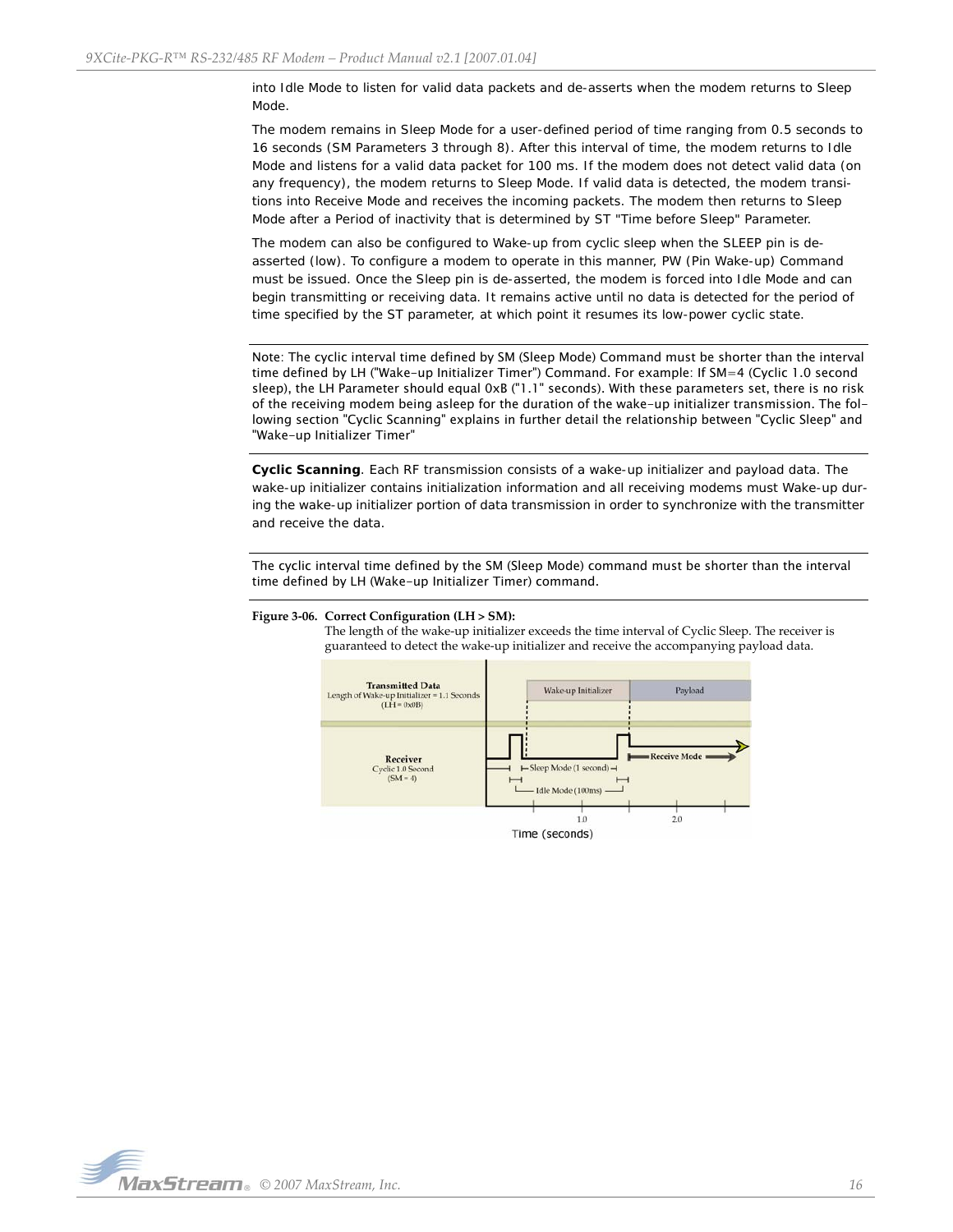into Idle Mode to listen for valid data packets and de-asserts when the modem returns to Sleep Mode.

The modem remains in Sleep Mode for a user-defined period of time ranging from 0.5 seconds to 16 seconds (SM Parameters 3 through 8). After this interval of time, the modem returns to Idle Mode and listens for a valid data packet for 100 ms. If the modem does not detect valid data (on any frequency), the modem returns to Sleep Mode. If valid data is detected, the modem transitions into Receive Mode and receives the incoming packets. The modem then returns to Sleep Mode after a Period of inactivity that is determined by ST "Time before Sleep" Parameter.

The modem can also be configured to Wake-up from cyclic sleep when the SLEEP pin is de-asserted (low). To configure a modem to operate in this manner, PW (Pin Wake-up) Command must be issued. Once the Sleep pin is de-asserted, the modem is forced into Idle Mode and can begin transmitting or receiving data. It remains active until no data is detected for the period of time specified by the ST parameter, at which point it resumes its low-power cyclic state.

---

Note: The cyclic interval time defined by SM (Sleep Mode) Command must be shorter than the interval time defined by LH ("Wake-up Initializer Timer") Command. For example: If SM=4 (Cyclic 1.0 second sleep), the LH Parameter should equal 0xB ("1.1" seconds). With these parameters set, there is no risk of the receiving modem being asleep for the duration of the wake-up initializer transmission. The following section "Cyclic Scanning" explains in further detail the relationship between "Cyclic Sleep" and "Wake-up Initializer Timer"

---

**Cyclic Scanning**. Each RF transmission consists of a wake-up initializer and payload data. The wake-up initializer contains initialization information and all receiving modems must Wake-up during the wake-up initializer portion of data transmission in order to synchronize with the transmitter and receive the data.

---

The cyclic interval time defined by the SM (Sleep Mode) command must be shorter than the interval time defined by LH (Wake-up Initializer Timer) command.

---

**Figure 3-06. Correct Configuration (LH > SM):**
The length of the wake-up initializer exceeds the time interval of Cyclic Sleep. The receiver is guaranteed to detect the wake-up initializer and receive the accompanying payload data.

Transmitted Data: Length of Wake-up Initializer = 1.1 Seconds (LH = 0x0B) — Wake-up Initializer | Payload

Receiver: Cyclic 1.0 Second (SM = 4) — Sleep Mode (1 second), Idle Mode (100ms), Receive Mode

Time (seconds): 1.0, 2.0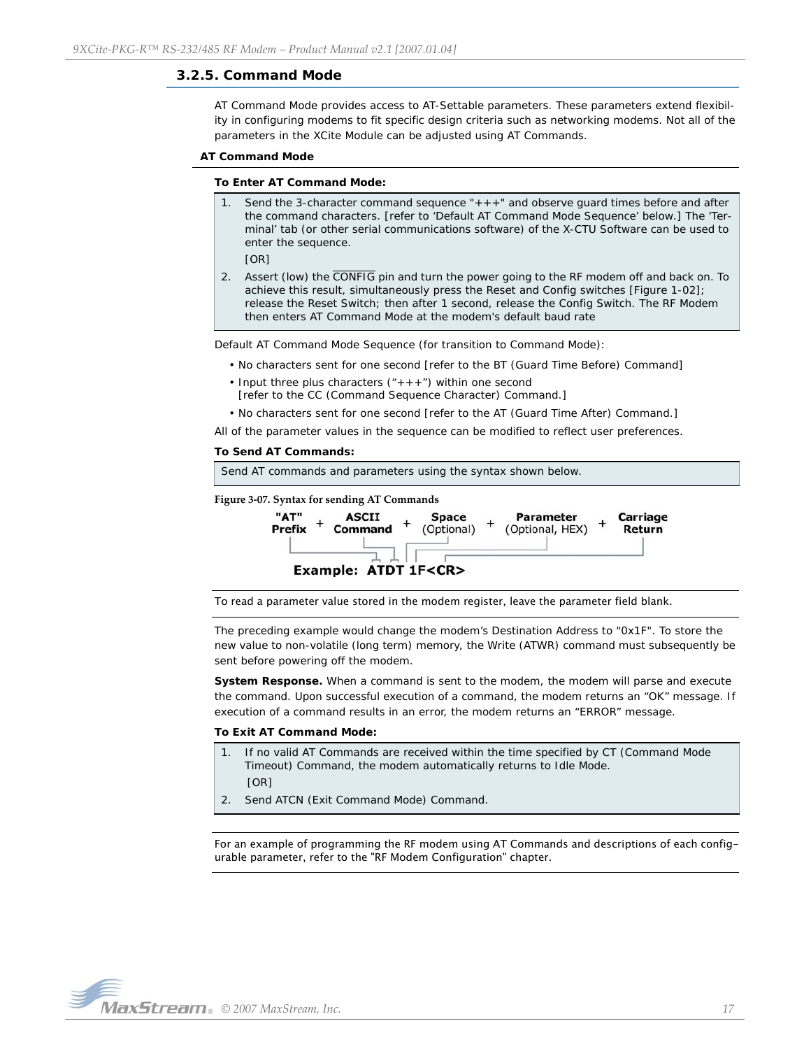### 3.2.5. Command Mode

AT Command Mode provides access to AT-Settable parameters. These parameters extend flexibility in configuring modems to fit specific design criteria such as networking modems. Not all of the parameters in the XCite Module can be adjusted using AT Commands.

**AT Command Mode**

**To Enter AT Command Mode:**

1. Send the 3-character command sequence "+++" and observe guard times before and after the command characters. [refer to 'Default AT Command Mode Sequence' below.] The 'Terminal' tab (or other serial communications software) of the X-CTU Software can be used to enter the sequence.

   [OR]

2. Assert (low) the $\overline{\text{CONFIG}}$ pin and turn the power going to the RF modem off and back on. To achieve this result, simultaneously press the Reset and Config switches [Figure 1-02]; release the Reset Switch; then after 1 second, release the Config Switch. The RF Modem then enters AT Command Mode at the modem's default baud rate

Default AT Command Mode Sequence (for transition to Command Mode):

- No characters sent for one second [refer to the BT (Guard Time Before) Command]
- Input three plus characters ("+++") within one second
  [refer to the CC (Command Sequence Character) Command.]
- No characters sent for one second [refer to the AT (Guard Time After) Command.]

All of the parameter values in the sequence can be modified to reflect user preferences.

**To Send AT Commands:**

Send AT commands and parameters using the syntax shown below.

**Figure 3-07. Syntax for sending AT Commands**

**"AT" Prefix** + **ASCII Command** + **Space** (Optional) + **Parameter** (Optional, HEX) + **Carriage Return**

**Example: ATDT 1F<CR>**

To read a parameter value stored in the modem register, leave the parameter field blank.

The preceding example would change the modem's Destination Address to "0x1F". To store the new value to non-volatile (long term) memory, the Write (ATWR) command must subsequently be sent before powering off the modem.

**System Response.** When a command is sent to the modem, the modem will parse and execute the command. Upon successful execution of a command, the modem returns an "OK" message. If execution of a command results in an error, the modem returns an "ERROR" message.

**To Exit AT Command Mode:**

1. If no valid AT Commands are received within the time specified by CT (Command Mode Timeout) Command, the modem automatically returns to Idle Mode.

   [OR]

2. Send ATCN (Exit Command Mode) Command.

For an example of programming the RF modem using AT Commands and descriptions of each configurable parameter, refer to the "RF Modem Configuration" chapter.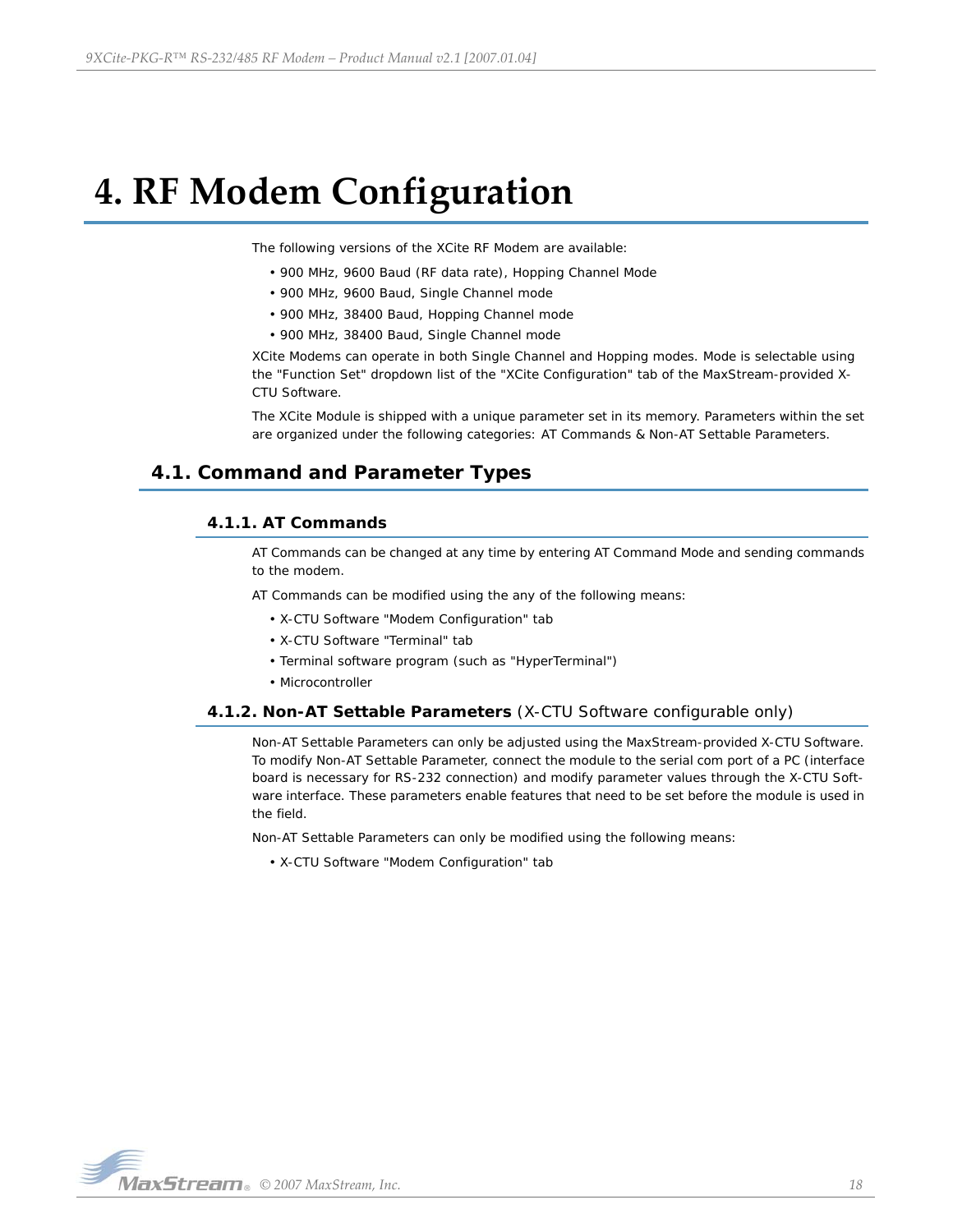# 4. RF Modem Configuration

The following versions of the XCite RF Modem are available:

- 900 MHz, 9600 Baud (RF data rate), Hopping Channel Mode
- 900 MHz, 9600 Baud, Single Channel mode
- 900 MHz, 38400 Baud, Hopping Channel mode
- 900 MHz, 38400 Baud, Single Channel mode

XCite Modems can operate in both Single Channel and Hopping modes. Mode is selectable using the "Function Set" dropdown list of the "XCite Configuration" tab of the MaxStream-provided X-CTU Software.

The XCite Module is shipped with a unique parameter set in its memory. Parameters within the set are organized under the following categories: AT Commands & Non-AT Settable Parameters.

## 4.1. Command and Parameter Types

### 4.1.1. AT Commands

AT Commands can be changed at any time by entering AT Command Mode and sending commands to the modem.

AT Commands can be modified using the any of the following means:

- X-CTU Software "Modem Configuration" tab
- X-CTU Software "Terminal" tab
- Terminal software program (such as "HyperTerminal")
- Microcontroller

### 4.1.2. Non-AT Settable Parameters (X-CTU Software configurable only)

Non-AT Settable Parameters can only be adjusted using the MaxStream-provided X-CTU Software. To modify Non-AT Settable Parameter, connect the module to the serial com port of a PC (interface board is necessary for RS-232 connection) and modify parameter values through the X-CTU Software interface. These parameters enable features that need to be set before the module is used in the field.

Non-AT Settable Parameters can only be modified using the following means:

- X-CTU Software "Modem Configuration" tab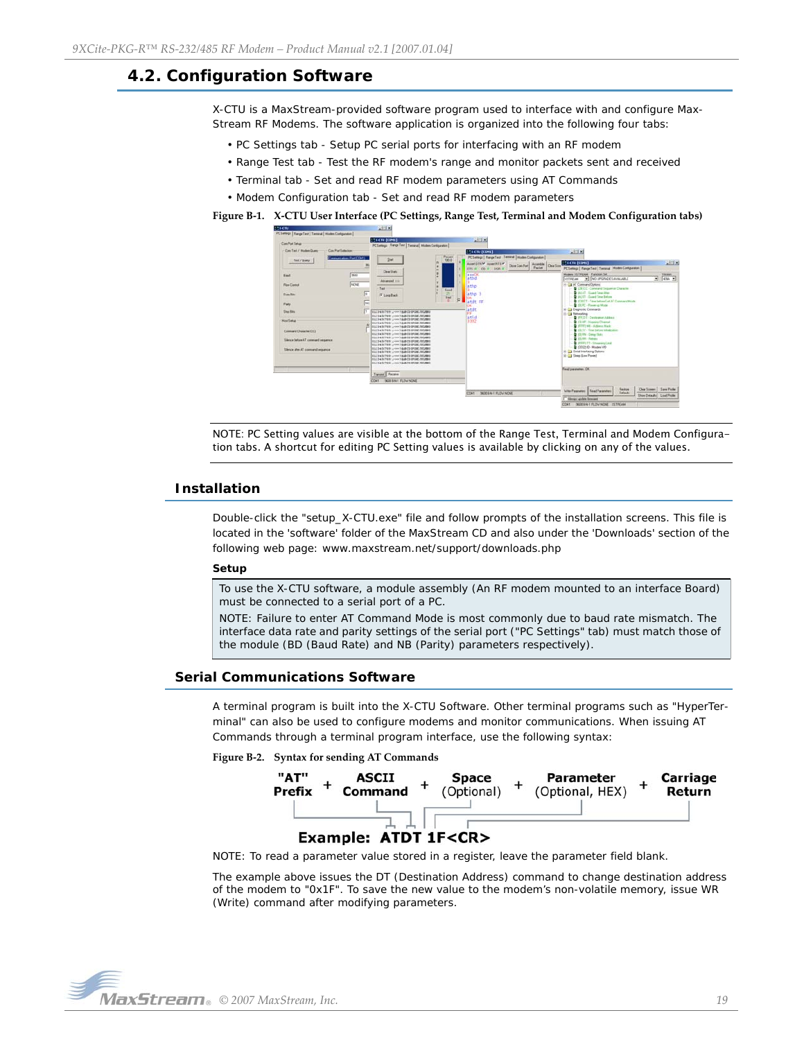## 4.2. Configuration Software

X-CTU is a MaxStream-provided software program used to interface with and configure MaxStream RF Modems. The software application is organized into the following four tabs:

- PC Settings tab - Setup PC serial ports for interfacing with an RF modem
- Range Test tab - Test the RF modem's range and monitor packets sent and received
- Terminal tab - Set and read RF modem parameters using AT Commands
- Modem Configuration tab - Set and read RF modem parameters

**Figure B-1. X-CTU User Interface (PC Settings, Range Test, Terminal and Modem Configuration tabs)**

NOTE: PC Setting values are visible at the bottom of the Range Test, Terminal and Modem Configuration tabs. A shortcut for editing PC Setting values is available by clicking on any of the values.

### Installation

Double-click the "setup_X-CTU.exe" file and follow prompts of the installation screens. This file is located in the 'software' folder of the MaxStream CD and also under the 'Downloads' section of the following web page: www.maxstream.net/support/downloads.php

**Setup**

To use the X-CTU software, a module assembly (An RF modem mounted to an interface Board) must be connected to a serial port of a PC.

NOTE: Failure to enter AT Command Mode is most commonly due to baud rate mismatch. The interface data rate and parity settings of the serial port ("PC Settings" tab) must match those of the module (BD (Baud Rate) and NB (Parity) parameters respectively).

### Serial Communications Software

A terminal program is built into the X-CTU Software. Other terminal programs such as "HyperTerminal" can also be used to configure modems and monitor communications. When issuing AT Commands through a terminal program interface, use the following syntax:

**Figure B-2. Syntax for sending AT Commands**

"AT" Prefix + ASCII Command + Space (Optional) + Parameter (Optional, HEX) + Carriage Return

**Example: ATDT 1F<CR>**

NOTE: To read a parameter value stored in a register, leave the parameter field blank.

The example above issues the DT (Destination Address) command to change destination address of the modem to "0x1F". To save the new value to the modem's non-volatile memory, issue WR (Write) command after modifying parameters.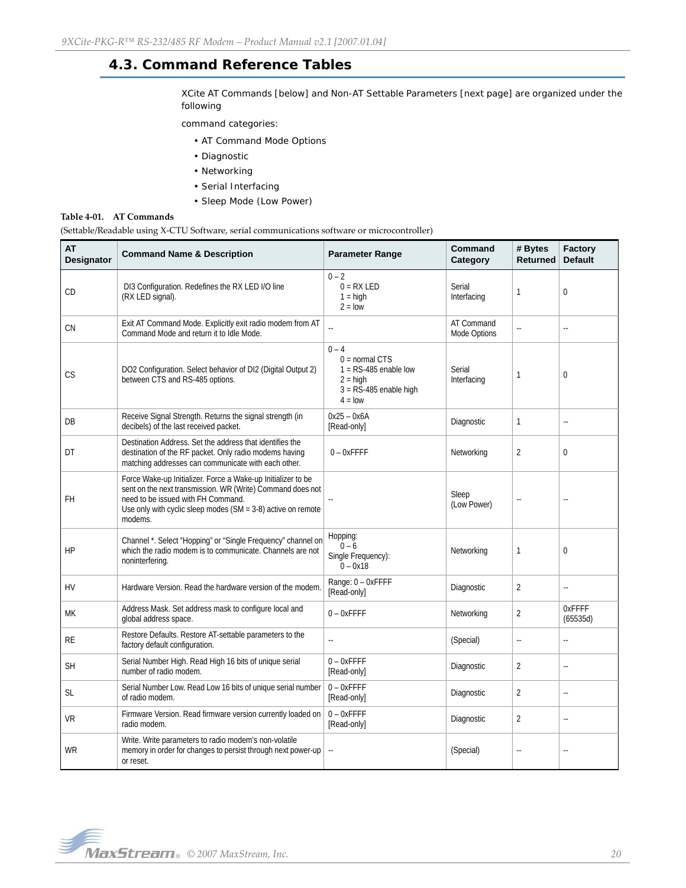## 4.3. Command Reference Tables

XCite AT Commands [below] and Non-AT Settable Parameters [next page] are organized under the following

command categories:

- AT Command Mode Options
- Diagnostic
- Networking
- Serial Interfacing
- Sleep Mode (Low Power)

**Table 4-01. AT Commands**

(Settable/Readable using X-CTU Software, serial communications software or microcontroller)

| AT Designator | Command Name & Description | Parameter Range | Command Category | # Bytes Returned | Factory Default |
|---|---|---|---|---|---|
| CD | DI3 Configuration. Redefines the RX LED I/O line (RX LED signal). | 0 – 2<br>0 = RX LED<br>1 = high<br>2 = low | Serial Interfacing | 1 | 0 |
| CN | Exit AT Command Mode. Explicitly exit radio modem from AT Command Mode and return it to Idle Mode. | -- | AT Command Mode Options | -- | -- |
| CS | DO2 Configuration. Select behavior of DI2 (Digital Output 2) between CTS and RS-485 options. | 0 – 4<br>0 = normal CTS<br>1 = RS-485 enable low<br>2 = high<br>3 = RS-485 enable high<br>4 = low | Serial Interfacing | 1 | 0 |
| DB | Receive Signal Strength. Returns the signal strength (in decibels) of the last received packet. | 0x25 – 0x6A<br>[Read-only] | Diagnostic | 1 | -- |
| DT | Destination Address. Set the address that identifies the destination of the RF packet. Only radio modems having matching addresses can communicate with each other. | 0 – 0xFFFF | Networking | 2 | 0 |
| FH | Force Wake-up Initializer. Force a Wake-up Initializer to be sent on the next transmission. WR (Write) Command does not need to be issued with FH Command.<br>Use only with cyclic sleep modes (SM = 3-8) active on remote modems. | -- | Sleep (Low Power) | -- | -- |
| HP | Channel *. Select "Hopping" or "Single Frequency" channel on which the radio modem is to communicate. Channels are not noninterfering. | Hopping:<br>0 – 6<br>Single Frequency):<br>0 – 0x18 | Networking | 1 | 0 |
| HV | Hardware Version. Read the hardware version of the modem. | Range: 0 – 0xFFFF<br>[Read-only] | Diagnostic | 2 | -- |
| MK | Address Mask. Set address mask to configure local and global address space. | 0 – 0xFFFF | Networking | 2 | 0xFFFF (65535d) |
| RE | Restore Defaults. Restore AT-settable parameters to the factory default configuration. | -- | (Special) | -- | -- |
| SH | Serial Number High. Read High 16 bits of unique serial number of radio modem. | 0 – 0xFFFF<br>[Read-only] | Diagnostic | 2 | -- |
| SL | Serial Number Low. Read Low 16 bits of unique serial number of radio modem. | 0 – 0xFFFF<br>[Read-only] | Diagnostic | 2 | -- |
| VR | Firmware Version. Read firmware version currently loaded on radio modem. | 0 – 0xFFFF<br>[Read-only] | Diagnostic | 2 | -- |
| WR | Write. Write parameters to radio modem's non-volatile memory in order for changes to persist through next power-up or reset. | -- | (Special) | -- | -- |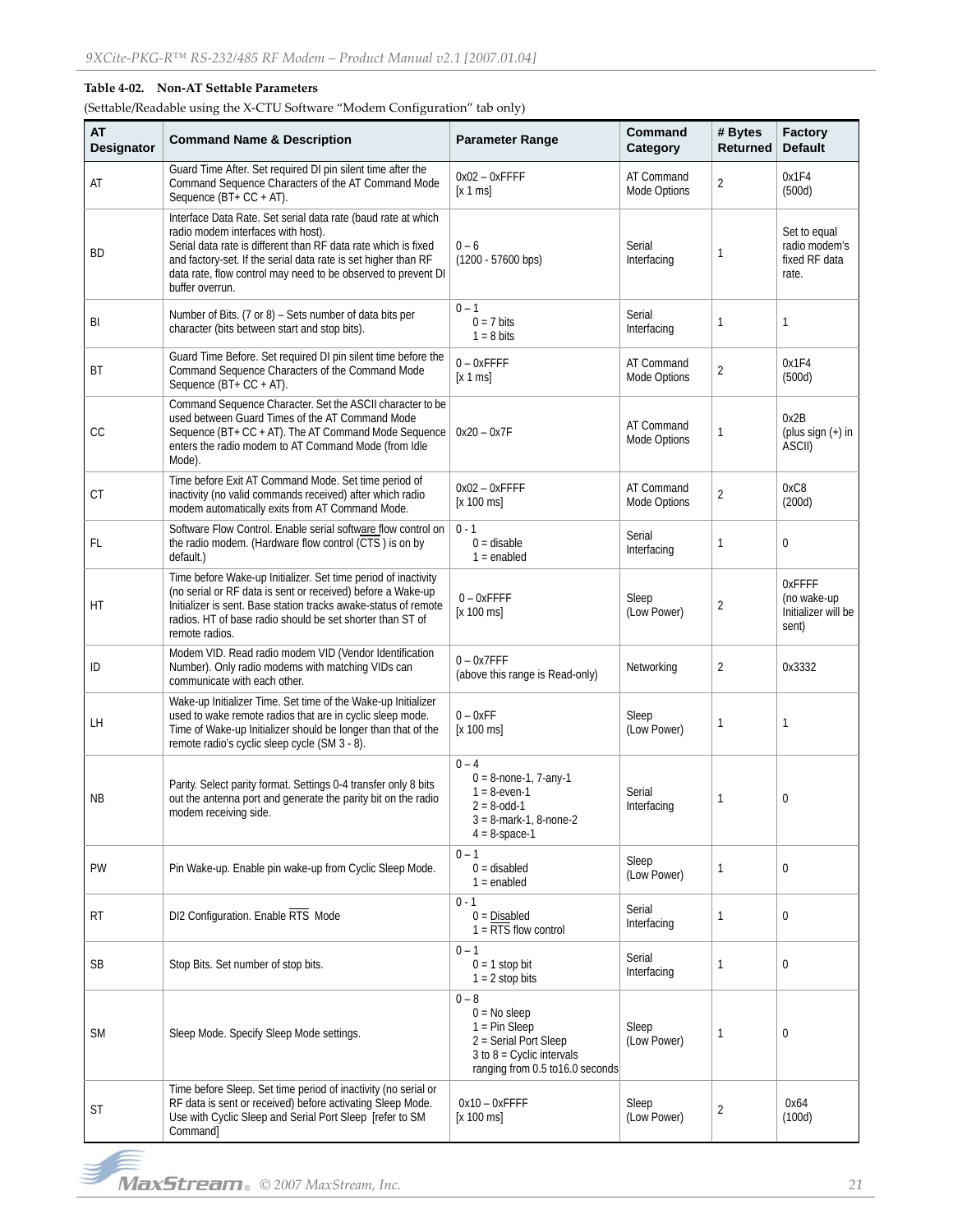**Table 4-02. Non-AT Settable Parameters**

(Settable/Readable using the X-CTU Software "Modem Configuration" tab only)

| AT Designator | Command Name & Description | Parameter Range | Command Category | # Bytes Returned | Factory Default |
|---|---|---|---|---|---|
| AT | Guard Time After. Set required DI pin silent time after the Command Sequence Characters of the AT Command Mode Sequence (BT+ CC + AT). | 0x02 – 0xFFFF [x 1 ms] | AT Command Mode Options | 2 | 0x1F4 (500d) |
| BD | Interface Data Rate. Set serial data rate (baud rate at which radio modem interfaces with host). Serial data rate is different than RF data rate which is fixed and factory-set. If the serial data rate is set higher than RF data rate, flow control may need to be observed to prevent DI buffer overrun. | 0 – 6 (1200 - 57600 bps) | Serial Interfacing | 1 | Set to equal radio modem's fixed RF data rate. |
| BI | Number of Bits. (7 or 8) – Sets number of data bits per character (bits between start and stop bits). | 0 – 1<br>0 = 7 bits<br>1 = 8 bits | Serial Interfacing | 1 | 1 |
| BT | Guard Time Before. Set required DI pin silent time before the Command Sequence Characters of the Command Mode Sequence (BT+ CC + AT). | 0 – 0xFFFF [x 1 ms] | AT Command Mode Options | 2 | 0x1F4 (500d) |
| CC | Command Sequence Character. Set the ASCII character to be used between Guard Times of the AT Command Mode Sequence (BT+ CC + AT). The AT Command Mode Sequence enters the radio modem to AT Command Mode (from Idle Mode). | 0x20 – 0x7F | AT Command Mode Options | 1 | 0x2B (plus sign (+) in ASCII) |
| CT | Time before Exit AT Command Mode. Set time period of inactivity (no valid commands received) after which radio modem automatically exits from AT Command Mode. | 0x02 – 0xFFFF [x 100 ms] | AT Command Mode Options | 2 | 0xC8 (200d) |
| FL | Software Flow Control. Enable serial software flow control on the radio modem. (Hardware flow control (CTS) is on by default.) | 0 - 1<br>0 = disable<br>1 = enabled | Serial Interfacing | 1 | 0 |
| HT | Time before Wake-up Initializer. Set time period of inactivity (no serial or RF data is sent or received) before a Wake-up Initializer is sent. Base station tracks awake-status of remote radios. HT of base radio should be set shorter than ST of remote radios. | 0 – 0xFFFF [x 100 ms] | Sleep (Low Power) | 2 | 0xFFFF (no wake-up Initializer will be sent) |
| ID | Modem VID. Read radio modem VID (Vendor Identification Number). Only radio modems with matching VIDs can communicate with each other. | 0 – 0x7FFF (above this range is Read-only) | Networking | 2 | 0x3332 |
| LH | Wake-up Initializer Time. Set time of the Wake-up Initializer used to wake remote radios that are in cyclic sleep mode. Time of Wake-up Initializer should be longer than that of the remote radio's cyclic sleep cycle (SM 3 - 8). | 0 – 0xFF [x 100 ms] | Sleep (Low Power) | 1 | 1 |
| NB | Parity. Select parity format. Settings 0-4 transfer only 8 bits out the antenna port and generate the parity bit on the radio modem receiving side. | 0 – 4<br>0 = 8-none-1, 7-any-1<br>1 = 8-even-1<br>2 = 8-odd-1<br>3 = 8-mark-1, 8-none-2<br>4 = 8-space-1 | Serial Interfacing | 1 | 0 |
| PW | Pin Wake-up. Enable pin wake-up from Cyclic Sleep Mode. | 0 – 1<br>0 = disabled<br>1 = enabled | Sleep (Low Power) | 1 | 0 |
| RT | DI2 Configuration. Enable RTS Mode | 0 - 1<br>0 = Disabled<br>1 = RTS flow control | Serial Interfacing | 1 | 0 |
| SB | Stop Bits. Set number of stop bits. | 0 – 1<br>0 = 1 stop bit<br>1 = 2 stop bits | Serial Interfacing | 1 | 0 |
| SM | Sleep Mode. Specify Sleep Mode settings. | 0 – 8<br>0 = No sleep<br>1 = Pin Sleep<br>2 = Serial Port Sleep<br>3 to 8 = Cyclic intervals ranging from 0.5 to16.0 seconds | Sleep (Low Power) | 1 | 0 |
| ST | Time before Sleep. Set time period of inactivity (no serial or RF data is sent or received) before activating Sleep Mode. Use with Cyclic Sleep and Serial Port Sleep [refer to SM Command] | 0x10 – 0xFFFF [x 100 ms] | Sleep (Low Power) | 2 | 0x64 (100d) |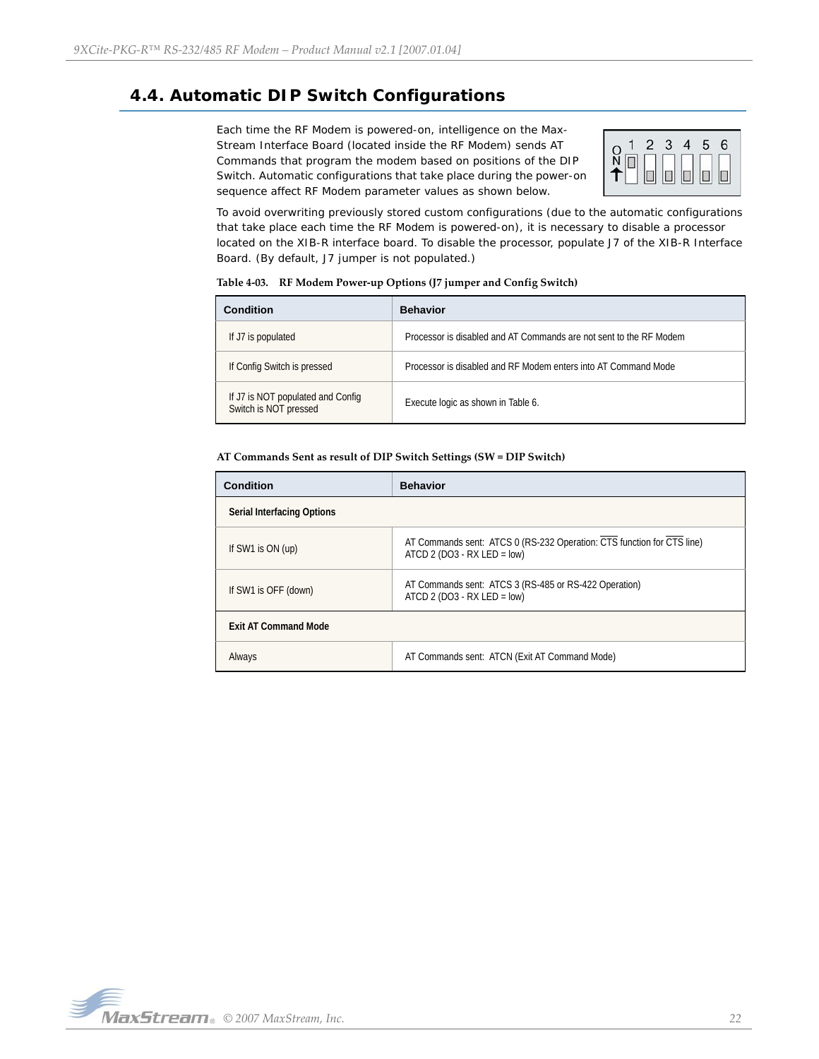## 4.4. Automatic DIP Switch Configurations

Each time the RF Modem is powered-on, intelligence on the MaxStream Interface Board (located inside the RF Modem) sends AT Commands that program the modem based on positions of the DIP Switch. Automatic configurations that take place during the power-on sequence affect RF Modem parameter values as shown below.

To avoid overwriting previously stored custom configurations (due to the automatic configurations that take place each time the RF Modem is powered-on), it is necessary to disable a processor located on the XIB-R interface board. To disable the processor, populate J7 of the XIB-R Interface Board. (By default, J7 jumper is not populated.)

**Table 4-03. RF Modem Power-up Options (J7 jumper and Config Switch)**

| Condition | Behavior |
|---|---|
| If J7 is populated | Processor is disabled and AT Commands are not sent to the RF Modem |
| If Config Switch is pressed | Processor is disabled and RF Modem enters into AT Command Mode |
| If J7 is NOT populated and Config Switch is NOT pressed | Execute logic as shown in Table 6. |

**AT Commands Sent as result of DIP Switch Settings (SW = DIP Switch)**

| Condition | Behavior |
|---|---|
| **Serial Interfacing Options** | |
| If SW1 is ON (up) | AT Commands sent: ATCS 0 (RS-232 Operation: $\overline{CTS}$ function for $\overline{CTS}$ line)<br>ATCD 2 (DO3 - RX LED = low) |
| If SW1 is OFF (down) | AT Commands sent: ATCS 3 (RS-485 or RS-422 Operation)<br>ATCD 2 (DO3 - RX LED = low) |
| **Exit AT Command Mode** | |
| Always | AT Commands sent: ATCN (Exit AT Command Mode) |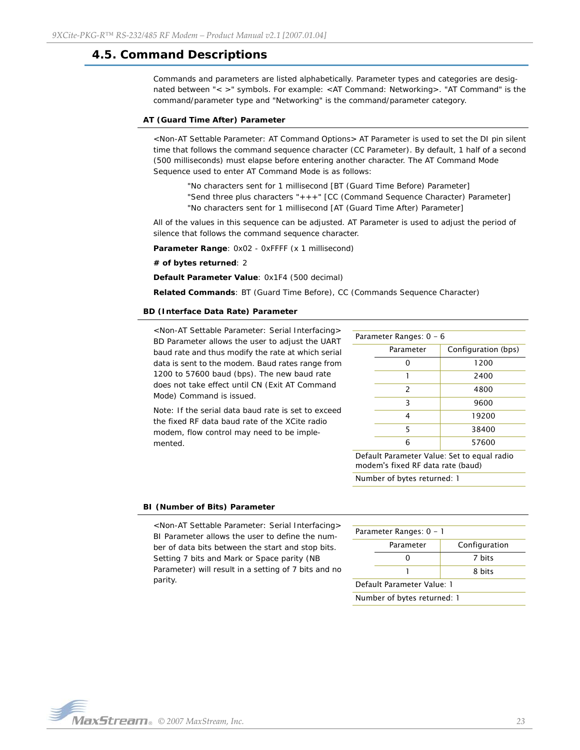## 4.5. Command Descriptions

Commands and parameters are listed alphabetically. Parameter types and categories are designated between "< >" symbols. For example: <AT Command: Networking>. "AT Command" is the command/parameter type and "Networking" is the command/parameter category.

### AT (Guard Time After) Parameter

<Non-AT Settable Parameter: AT Command Options> AT Parameter is used to set the DI pin silent time that follows the command sequence character (CC Parameter). By default, 1 half of a second (500 milliseconds) must elapse before entering another character. The AT Command Mode Sequence used to enter AT Command Mode is as follows:

"No characters sent for 1 millisecond [BT (Guard Time Before) Parameter]
"Send three plus characters "+++" [CC (Command Sequence Character) Parameter]
"No characters sent for 1 millisecond [AT (Guard Time After) Parameter]

All of the values in this sequence can be adjusted. AT Parameter is used to adjust the period of silence that follows the command sequence character.

**Parameter Range**: 0x02 - 0xFFFF (x 1 millisecond)

**# of bytes returned**: 2

**Default Parameter Value**: 0x1F4 (500 decimal)

**Related Commands**: BT (Guard Time Before), CC (Commands Sequence Character)

### BD (Interface Data Rate) Parameter

<Non-AT Settable Parameter: Serial Interfacing> BD Parameter allows the user to adjust the UART baud rate and thus modify the rate at which serial data is sent to the modem. Baud rates range from 1200 to 57600 baud (bps). The new baud rate does not take effect until CN (Exit AT Command Mode) Command is issued.

Note: If the serial data baud rate is set to exceed the fixed RF data baud rate of the XCite radio modem, flow control may need to be implemented.

Parameter Ranges: 0 – 6

| Parameter | Configuration (bps) |
|---|---|
| 0 | 1200 |
| 1 | 2400 |
| 2 | 4800 |
| 3 | 9600 |
| 4 | 19200 |
| 5 | 38400 |
| 6 | 57600 |

Default Parameter Value: Set to equal radio modem's fixed RF data rate (baud)

Number of bytes returned: 1

### BI (Number of Bits) Parameter

<Non-AT Settable Parameter: Serial Interfacing> BI Parameter allows the user to define the number of data bits between the start and stop bits. Setting 7 bits and Mark or Space parity (NB Parameter) will result in a setting of 7 bits and no parity.

Parameter Ranges: 0 – 1

| Parameter | Configuration |
|---|---|
| 0 | 7 bits |
| 1 | 8 bits |

Default Parameter Value: 1

Number of bytes returned: 1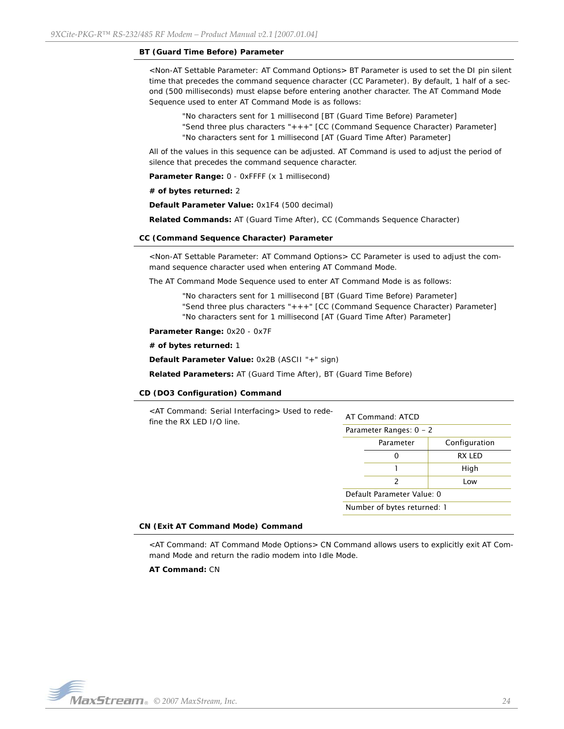### BT (Guard Time Before) Parameter

<Non-AT Settable Parameter: AT Command Options> BT Parameter is used to set the DI pin silent time that precedes the command sequence character (CC Parameter). By default, 1 half of a second (500 milliseconds) must elapse before entering another character. The AT Command Mode Sequence used to enter AT Command Mode is as follows:

"No characters sent for 1 millisecond [BT (Guard Time Before) Parameter]
"Send three plus characters "+++" [CC (Command Sequence Character) Parameter]
"No characters sent for 1 millisecond [AT (Guard Time After) Parameter]

All of the values in this sequence can be adjusted. AT Command is used to adjust the period of silence that precedes the command sequence character.

**Parameter Range:** 0 - 0xFFFF (x 1 millisecond)

**# of bytes returned:** 2

**Default Parameter Value:** 0x1F4 (500 decimal)

**Related Commands:** AT (Guard Time After), CC (Commands Sequence Character)

### CC (Command Sequence Character) Parameter

<Non-AT Settable Parameter: AT Command Options> CC Parameter is used to adjust the command sequence character used when entering AT Command Mode.

The AT Command Mode Sequence used to enter AT Command Mode is as follows:

"No characters sent for 1 millisecond [BT (Guard Time Before) Parameter]
"Send three plus characters "+++" [CC (Command Sequence Character) Parameter]
"No characters sent for 1 millisecond [AT (Guard Time After) Parameter]

**Parameter Range:** 0x20 - 0x7F

**# of bytes returned:** 1

**Default Parameter Value:** 0x2B (ASCII "+" sign)

**Related Parameters:** AT (Guard Time After), BT (Guard Time Before)

### CD (DO3 Configuration) Command

<AT Command: Serial Interfacing> Used to redefine the RX LED I/O line.

AT Command: ATCD

Parameter Ranges: 0 – 2

| Parameter | Configuration |
|---|---|
| 0 | RX LED |
| 1 | High |
| 2 | Low |

Default Parameter Value: 0

Number of bytes returned: 1

### CN (Exit AT Command Mode) Command

<AT Command: AT Command Mode Options> CN Command allows users to explicitly exit AT Command Mode and return the radio modem into Idle Mode.

**AT Command:** CN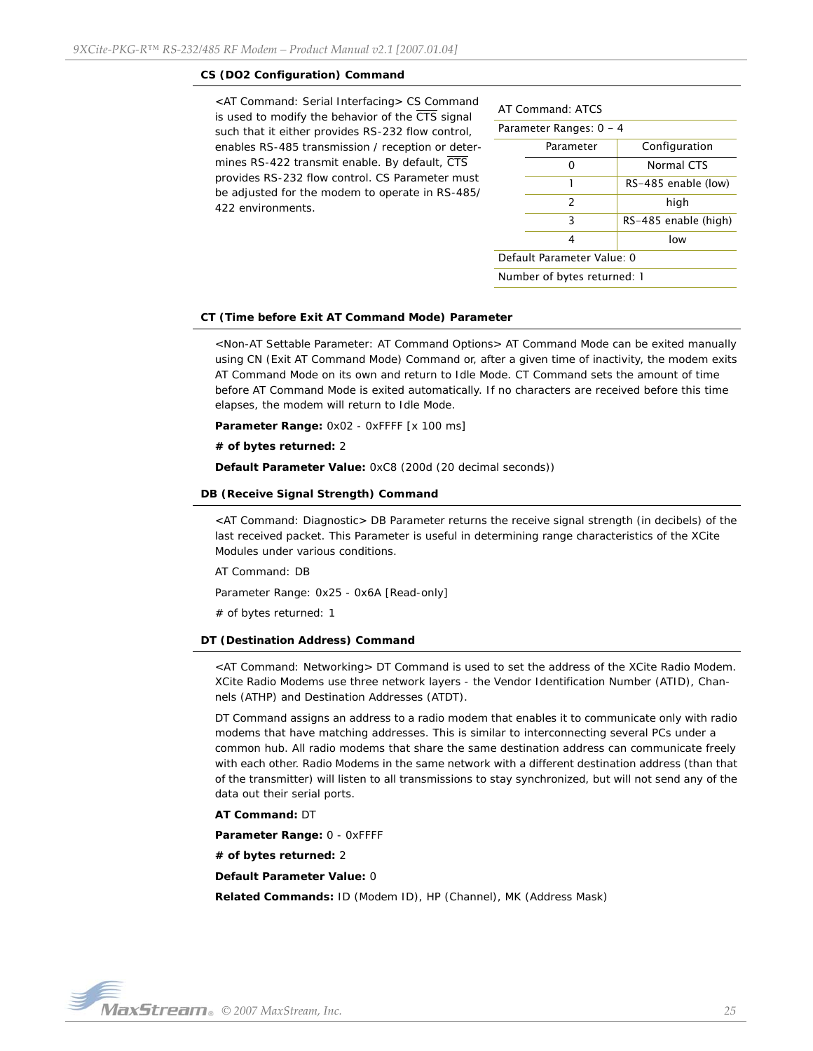### CS (DO2 Configuration) Command

<AT Command: Serial Interfacing> CS Command is used to modify the behavior of the CTS signal such that it either provides RS-232 flow control, enables RS-485 transmission / reception or determines RS-422 transmit enable. By default, CTS provides RS-232 flow control. CS Parameter must be adjusted for the modem to operate in RS-485/422 environments.

| AT Command: ATCS | |
|---|---|
| Parameter Ranges: 0 – 4 | |
| Parameter | Configuration |
| 0 | Normal CTS |
| 1 | RS-485 enable (low) |
| 2 | high |
| 3 | RS-485 enable (high) |
| 4 | low |
| Default Parameter Value: 0 | |
| Number of bytes returned: 1 | |

### CT (Time before Exit AT Command Mode) Parameter

<Non-AT Settable Parameter: AT Command Options> AT Command Mode can be exited manually using CN (Exit AT Command Mode) Command or, after a given time of inactivity, the modem exits AT Command Mode on its own and return to Idle Mode. CT Command sets the amount of time before AT Command Mode is exited automatically. If no characters are received before this time elapses, the modem will return to Idle Mode.

**Parameter Range:** 0x02 - 0xFFFF [x 100 ms]

**# of bytes returned:** 2

**Default Parameter Value:** 0xC8 (200d (20 decimal seconds))

### DB (Receive Signal Strength) Command

<AT Command: Diagnostic> DB Parameter returns the receive signal strength (in decibels) of the last received packet. This Parameter is useful in determining range characteristics of the XCite Modules under various conditions.

AT Command: DB

Parameter Range: 0x25 - 0x6A [Read-only]

# of bytes returned: 1

### DT (Destination Address) Command

<AT Command: Networking> DT Command is used to set the address of the XCite Radio Modem. XCite Radio Modems use three network layers - the Vendor Identification Number (ATID), Channels (ATHP) and Destination Addresses (ATDT).

DT Command assigns an address to a radio modem that enables it to communicate only with radio modems that have matching addresses. This is similar to interconnecting several PCs under a common hub. All radio modems that share the same destination address can communicate freely with each other. Radio Modems in the same network with a different destination address (than that of the transmitter) will listen to all transmissions to stay synchronized, but will not send any of the data out their serial ports.

**AT Command:** DT

**Parameter Range:** 0 - 0xFFFF

**# of bytes returned:** 2

**Default Parameter Value:** 0

**Related Commands:** ID (Modem ID), HP (Channel), MK (Address Mask)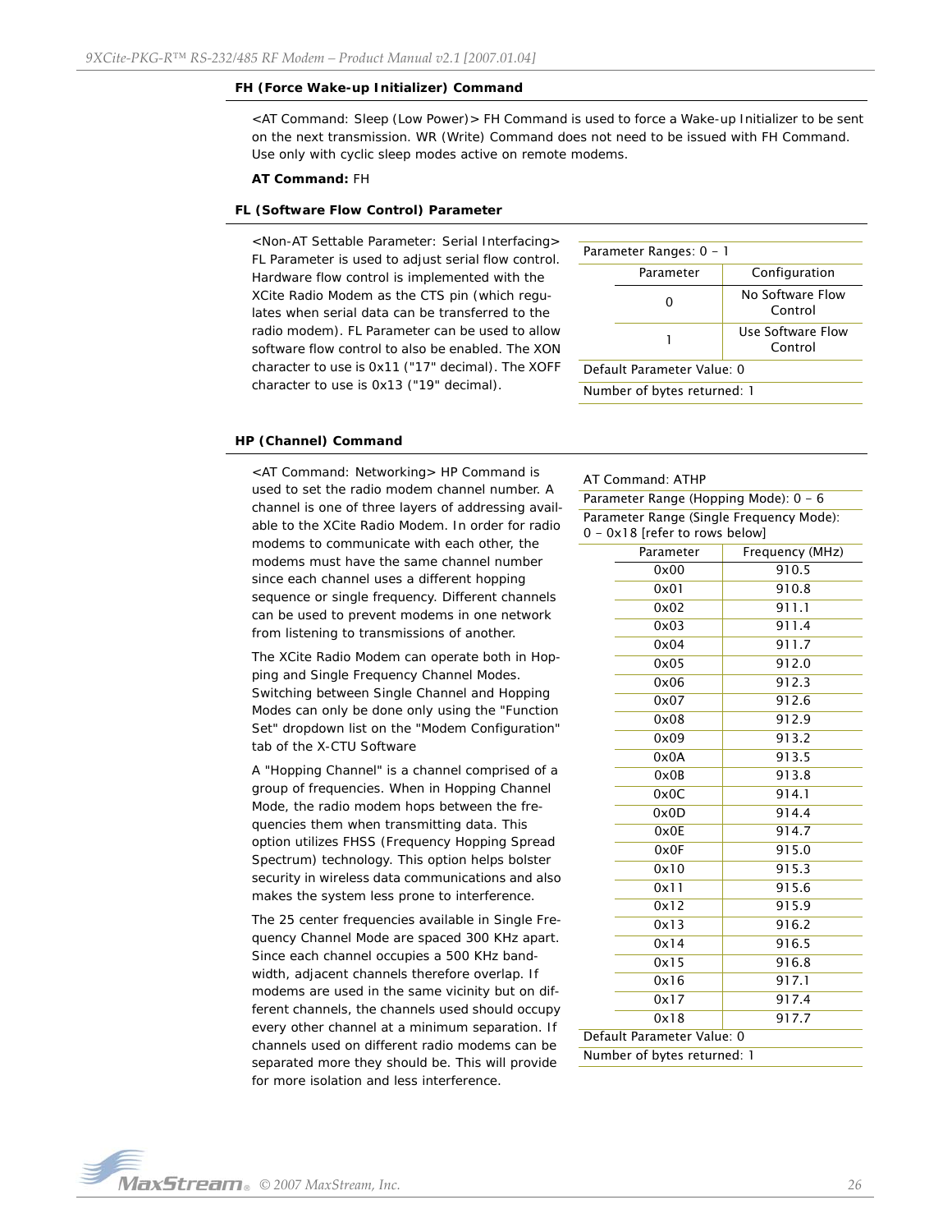### FH (Force Wake-up Initializer) Command

<AT Command: Sleep (Low Power)> FH Command is used to force a Wake-up Initializer to be sent on the next transmission. WR (Write) Command does not need to be issued with FH Command. Use only with cyclic sleep modes active on remote modems.

**AT Command:** FH

### FL (Software Flow Control) Parameter

<Non-AT Settable Parameter: Serial Interfacing> FL Parameter is used to adjust serial flow control. Hardware flow control is implemented with the XCite Radio Modem as the CTS pin (which regulates when serial data can be transferred to the radio modem). FL Parameter can be used to allow software flow control to also be enabled. The XON character to use is 0x11 ("17" decimal). The XOFF character to use is 0x13 ("19" decimal).

Parameter Ranges: 0 – 1

| Parameter | Configuration |
|---|---|
| 0 | No Software Flow Control |
| 1 | Use Software Flow Control |

Default Parameter Value: 0

Number of bytes returned: 1

### HP (Channel) Command

<AT Command: Networking> HP Command is used to set the radio modem channel number. A channel is one of three layers of addressing available to the XCite Radio Modem. In order for radio modems to communicate with each other, the modems must have the same channel number since each channel uses a different hopping sequence or single frequency. Different channels can be used to prevent modems in one network from listening to transmissions of another.

The XCite Radio Modem can operate both in Hopping and Single Frequency Channel Modes. Switching between Single Channel and Hopping Modes can only be done only using the "Function Set" dropdown list on the "Modem Configuration" tab of the X-CTU Software

A "Hopping Channel" is a channel comprised of a group of frequencies. When in Hopping Channel Mode, the radio modem hops between the frequencies them when transmitting data. This option utilizes FHSS (Frequency Hopping Spread Spectrum) technology. This option helps bolster security in wireless data communications and also makes the system less prone to interference.

The 25 center frequencies available in Single Frequency Channel Mode are spaced 300 KHz apart. Since each channel occupies a 500 KHz bandwidth, adjacent channels therefore overlap. If modems are used in the same vicinity but on different channels, the channels used should occupy every other channel at a minimum separation. If channels used on different radio modems can be separated more they should be. This will provide for more isolation and less interference.

AT Command: ATHP

Parameter Range (Hopping Mode): 0 – 6

Parameter Range (Single Frequency Mode): 0 – 0x18 [refer to rows below]

| Parameter | Frequency (MHz) |
|---|---|
| 0x00 | 910.5 |
| 0x01 | 910.8 |
| 0x02 | 911.1 |
| 0x03 | 911.4 |
| 0x04 | 911.7 |
| 0x05 | 912.0 |
| 0x06 | 912.3 |
| 0x07 | 912.6 |
| 0x08 | 912.9 |
| 0x09 | 913.2 |
| 0x0A | 913.5 |
| 0x0B | 913.8 |
| 0x0C | 914.1 |
| 0x0D | 914.4 |
| 0x0E | 914.7 |
| 0x0F | 915.0 |
| 0x10 | 915.3 |
| 0x11 | 915.6 |
| 0x12 | 915.9 |
| 0x13 | 916.2 |
| 0x14 | 916.5 |
| 0x15 | 916.8 |
| 0x16 | 917.1 |
| 0x17 | 917.4 |
| 0x18 | 917.7 |

Default Parameter Value: 0

Number of bytes returned: 1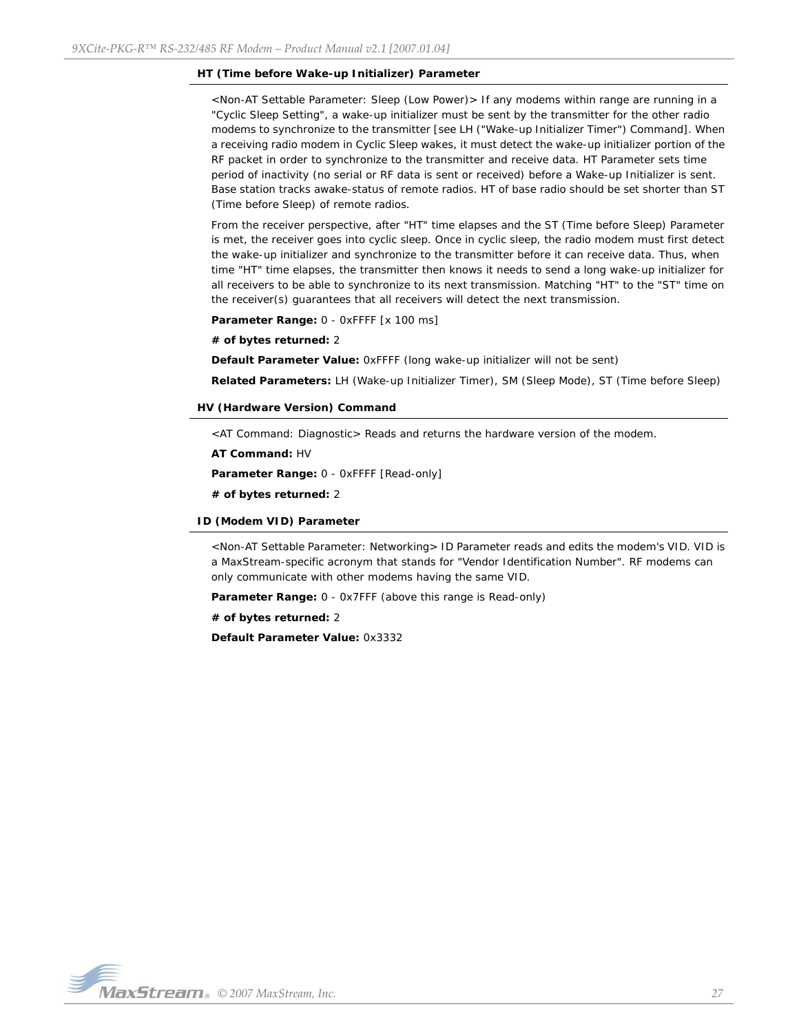### HT (Time before Wake-up Initializer) Parameter

<Non-AT Settable Parameter: Sleep (Low Power)> If any modems within range are running in a "Cyclic Sleep Setting", a wake-up initializer must be sent by the transmitter for the other radio modems to synchronize to the transmitter [see LH ("Wake-up Initializer Timer") Command]. When a receiving radio modem in Cyclic Sleep wakes, it must detect the wake-up initializer portion of the RF packet in order to synchronize to the transmitter and receive data. HT Parameter sets time period of inactivity (no serial or RF data is sent or received) before a Wake-up Initializer is sent. Base station tracks awake-status of remote radios. HT of base radio should be set shorter than ST (Time before Sleep) of remote radios.

From the receiver perspective, after "HT" time elapses and the ST (Time before Sleep) Parameter is met, the receiver goes into cyclic sleep. Once in cyclic sleep, the radio modem must first detect the wake-up initializer and synchronize to the transmitter before it can receive data. Thus, when time "HT" time elapses, the transmitter then knows it needs to send a long wake-up initializer for all receivers to be able to synchronize to its next transmission. Matching "HT" to the "ST" time on the receiver(s) guarantees that all receivers will detect the next transmission.

**Parameter Range:** 0 - 0xFFFF [x 100 ms]

**# of bytes returned:** 2

**Default Parameter Value:** 0xFFFF (long wake-up initializer will not be sent)

**Related Parameters:** LH (Wake-up Initializer Timer), SM (Sleep Mode), ST (Time before Sleep)

### HV (Hardware Version) Command

<AT Command: Diagnostic> Reads and returns the hardware version of the modem.

**AT Command:** HV

**Parameter Range:** 0 - 0xFFFF [Read-only]

**# of bytes returned:** 2

### ID (Modem VID) Parameter

<Non-AT Settable Parameter: Networking> ID Parameter reads and edits the modem's VID. VID is a MaxStream-specific acronym that stands for "Vendor Identification Number". RF modems can only communicate with other modems having the same VID.

**Parameter Range:** 0 - 0x7FFF (above this range is Read-only)

**# of bytes returned:** 2

**Default Parameter Value:** 0x3332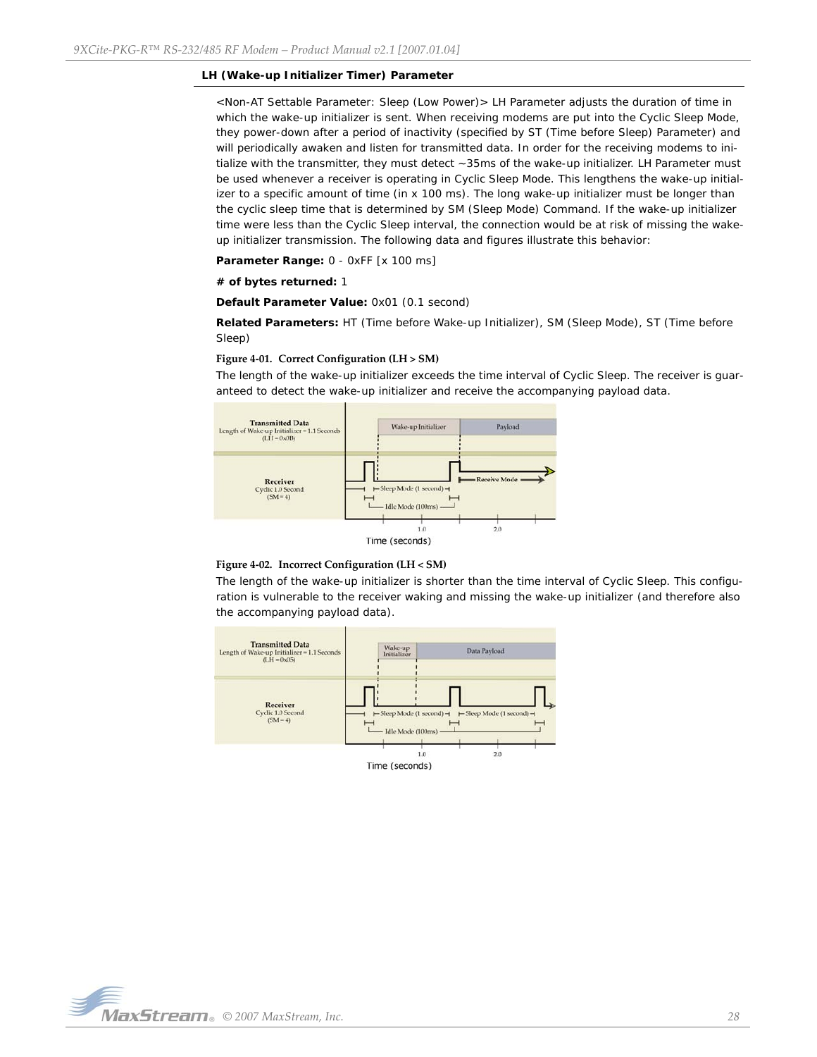### LH (Wake-up Initializer Timer) Parameter

<Non-AT Settable Parameter: Sleep (Low Power)> LH Parameter adjusts the duration of time in which the wake-up initializer is sent. When receiving modems are put into the Cyclic Sleep Mode, they power-down after a period of inactivity (specified by ST (Time before Sleep) Parameter) and will periodically awaken and listen for transmitted data. In order for the receiving modems to initialize with the transmitter, they must detect ~35ms of the wake-up initializer. LH Parameter must be used whenever a receiver is operating in Cyclic Sleep Mode. This lengthens the wake-up initializer to a specific amount of time (in x 100 ms). The long wake-up initializer must be longer than the cyclic sleep time that is determined by SM (Sleep Mode) Command. If the wake-up initializer time were less than the Cyclic Sleep interval, the connection would be at risk of missing the wake-up initializer transmission. The following data and figures illustrate this behavior:

**Parameter Range:** 0 - 0xFF [x 100 ms]

**# of bytes returned:** 1

**Default Parameter Value:** 0x01 (0.1 second)

**Related Parameters:** HT (Time before Wake-up Initializer), SM (Sleep Mode), ST (Time before Sleep)

**Figure 4-01. Correct Configuration (LH > SM)**

The length of the wake-up initializer exceeds the time interval of Cyclic Sleep. The receiver is guaranteed to detect the wake-up initializer and receive the accompanying payload data.

**Figure 4-02. Incorrect Configuration (LH < SM)**

The length of the wake-up initializer is shorter than the time interval of Cyclic Sleep. This configuration is vulnerable to the receiver waking and missing the wake-up initializer (and therefore also the accompanying payload data).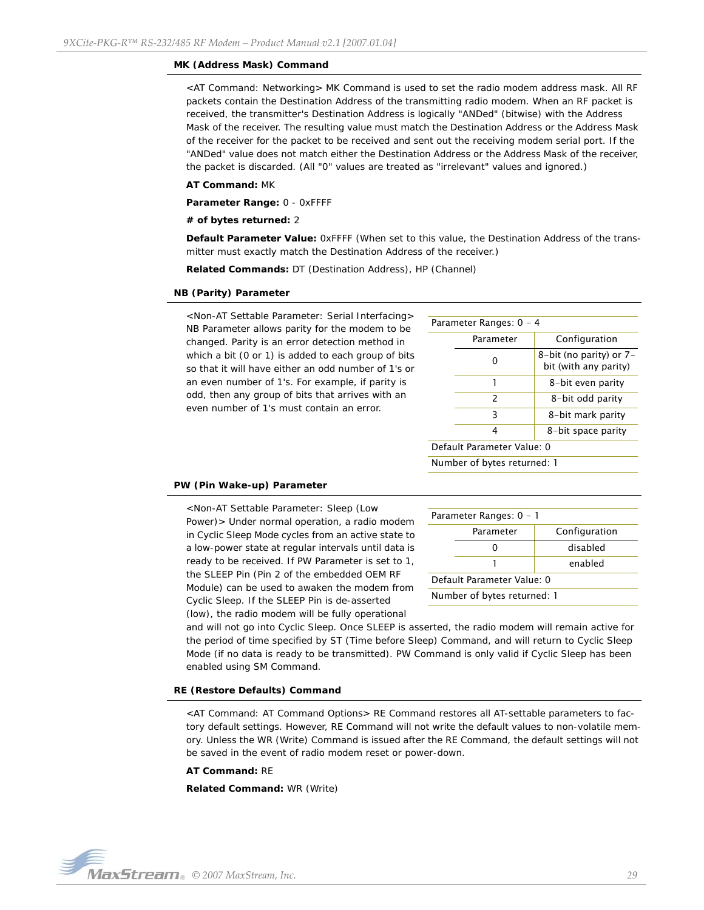### MK (Address Mask) Command

<AT Command: Networking> MK Command is used to set the radio modem address mask. All RF packets contain the Destination Address of the transmitting radio modem. When an RF packet is received, the transmitter's Destination Address is logically "ANDed" (bitwise) with the Address Mask of the receiver. The resulting value must match the Destination Address or the Address Mask of the receiver for the packet to be received and sent out the receiving modem serial port. If the "ANDed" value does not match either the Destination Address or the Address Mask of the receiver, the packet is discarded. (All "0" values are treated as "irrelevant" values and ignored.)

**AT Command:** MK

**Parameter Range:** 0 - 0xFFFF

**# of bytes returned:** 2

**Default Parameter Value:** 0xFFFF (When set to this value, the Destination Address of the transmitter must exactly match the Destination Address of the receiver.)

**Related Commands:** DT (Destination Address), HP (Channel)

### NB (Parity) Parameter

<Non-AT Settable Parameter: Serial Interfacing> NB Parameter allows parity for the modem to be changed. Parity is an error detection method in which a bit (0 or 1) is added to each group of bits so that it will have either an odd number of 1's or an even number of 1's. For example, if parity is odd, then any group of bits that arrives with an even number of 1's must contain an error.

Parameter Ranges: 0 - 4

| Parameter | Configuration |
|---|---|
| 0 | 8-bit (no parity) or 7-bit (with any parity) |
| 1 | 8-bit even parity |
| 2 | 8-bit odd parity |
| 3 | 8-bit mark parity |
| 4 | 8-bit space parity |

Default Parameter Value: 0

Number of bytes returned: 1

### PW (Pin Wake-up) Parameter

<Non-AT Settable Parameter: Sleep (Low Power)> Under normal operation, a radio modem in Cyclic Sleep Mode cycles from an active state to a low-power state at regular intervals until data is ready to be received. If PW Parameter is set to 1, the SLEEP Pin (Pin 2 of the embedded OEM RF Module) can be used to awaken the modem from Cyclic Sleep. If the SLEEP Pin is de-asserted (low), the radio modem will be fully operational and will not go into Cyclic Sleep. Once SLEEP is asserted, the radio modem will remain active for the period of time specified by ST (Time before Sleep) Command, and will return to Cyclic Sleep Mode (if no data is ready to be transmitted). PW Command is only valid if Cyclic Sleep has been enabled using SM Command.

Parameter Ranges: 0 - 1

| Parameter | Configuration |
|---|---|
| 0 | disabled |
| 1 | enabled |

Default Parameter Value: 0

Number of bytes returned: 1

### RE (Restore Defaults) Command

<AT Command: AT Command Options> RE Command restores all AT-settable parameters to factory default settings. However, RE Command will not write the default values to non-volatile memory. Unless the WR (Write) Command is issued after the RE Command, the default settings will not be saved in the event of radio modem reset or power-down.

**AT Command:** RE

**Related Command:** WR (Write)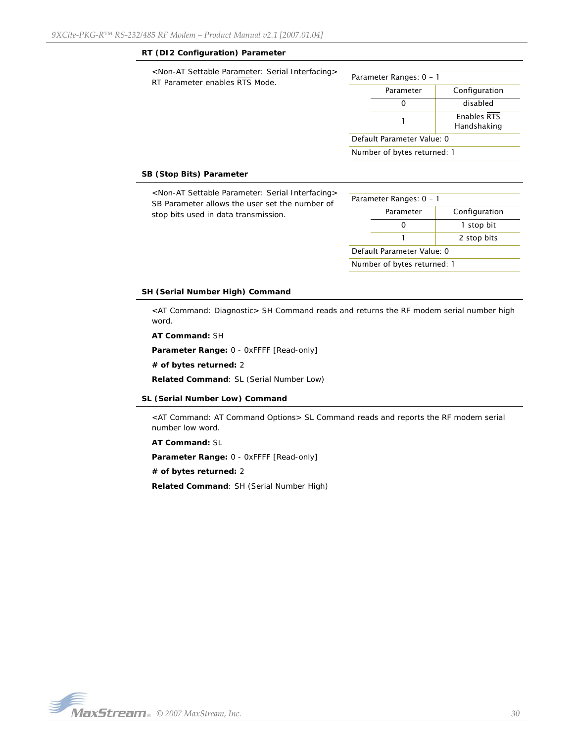### RT (DI2 Configuration) Parameter

<Non-AT Settable Parameter: Serial Interfacing> RT Parameter enables $\overline{RTS}$ Mode.

| Parameter Ranges: 0 – 1 | |
|---|---|
| **Parameter** | **Configuration** |
| 0 | disabled |
| 1 | Enables $\overline{RTS}$ Handshaking |
| Default Parameter Value: 0 | |
| Number of bytes returned: 1 | |

### SB (Stop Bits) Parameter

<Non-AT Settable Parameter: Serial Interfacing> SB Parameter allows the user set the number of stop bits used in data transmission.

| Parameter Ranges: 0 – 1 | |
|---|---|
| **Parameter** | **Configuration** |
| 0 | 1 stop bit |
| 1 | 2 stop bits |
| Default Parameter Value: 0 | |
| Number of bytes returned: 1 | |

### SH (Serial Number High) Command

<AT Command: Diagnostic> SH Command reads and returns the RF modem serial number high word.

**AT Command:** SH

**Parameter Range:** 0 - 0xFFFF [Read-only]

**# of bytes returned:** 2

**Related Command**: SL (Serial Number Low)

### SL (Serial Number Low) Command

<AT Command: AT Command Options> SL Command reads and reports the RF modem serial number low word.

**AT Command:** SL

**Parameter Range:** 0 - 0xFFFF [Read-only]

**# of bytes returned:** 2

**Related Command**: SH (Serial Number High)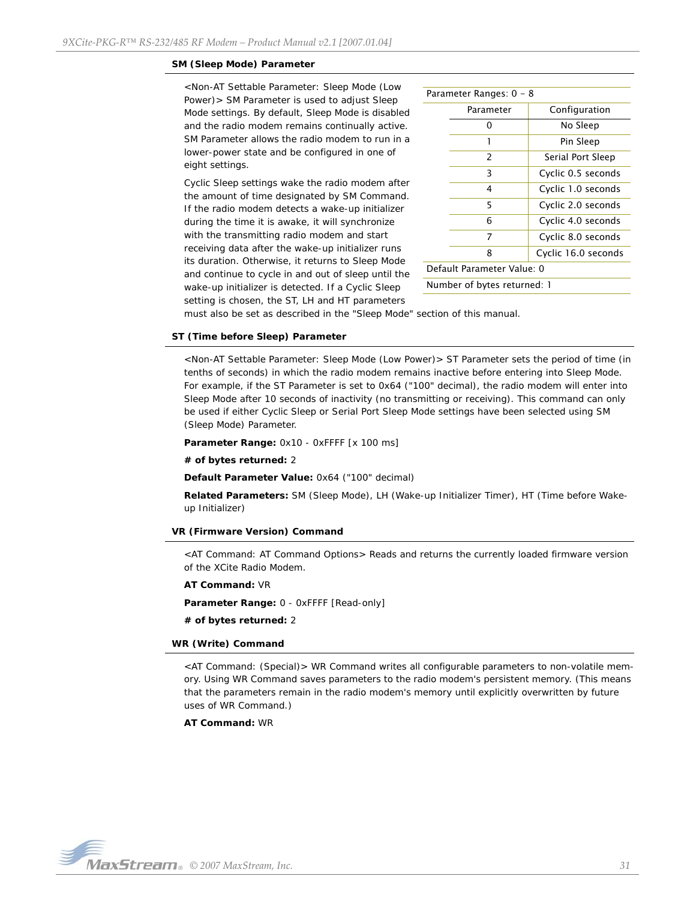### SM (Sleep Mode) Parameter

<Non-AT Settable Parameter: Sleep Mode (Low Power)> SM Parameter is used to adjust Sleep Mode settings. By default, Sleep Mode is disabled and the radio modem remains continually active. SM Parameter allows the radio modem to run in a lower-power state and be configured in one of eight settings.

Cyclic Sleep settings wake the radio modem after the amount of time designated by SM Command. If the radio modem detects a wake-up initializer during the time it is awake, it will synchronize with the transmitting radio modem and start receiving data after the wake-up initializer runs its duration. Otherwise, it returns to Sleep Mode and continue to cycle in and out of sleep until the wake-up initializer is detected. If a Cyclic Sleep setting is chosen, the ST, LH and HT parameters must also be set as described in the "Sleep Mode" section of this manual.

Parameter Ranges: 0 – 8

| Parameter | Configuration |
|---|---|
| 0 | No Sleep |
| 1 | Pin Sleep |
| 2 | Serial Port Sleep |
| 3 | Cyclic 0.5 seconds |
| 4 | Cyclic 1.0 seconds |
| 5 | Cyclic 2.0 seconds |
| 6 | Cyclic 4.0 seconds |
| 7 | Cyclic 8.0 seconds |
| 8 | Cyclic 16.0 seconds |

Default Parameter Value: 0

Number of bytes returned: 1

### ST (Time before Sleep) Parameter

<Non-AT Settable Parameter: Sleep Mode (Low Power)> ST Parameter sets the period of time (in tenths of seconds) in which the radio modem remains inactive before entering into Sleep Mode. For example, if the ST Parameter is set to 0x64 ("100" decimal), the radio modem will enter into Sleep Mode after 10 seconds of inactivity (no transmitting or receiving). This command can only be used if either Cyclic Sleep or Serial Port Sleep Mode settings have been selected using SM (Sleep Mode) Parameter.

**Parameter Range:** 0x10 - 0xFFFF [x 100 ms]

**# of bytes returned:** 2

**Default Parameter Value:** 0x64 ("100" decimal)

**Related Parameters:** SM (Sleep Mode), LH (Wake-up Initializer Timer), HT (Time before Wake-up Initializer)

### VR (Firmware Version) Command

<AT Command: AT Command Options> Reads and returns the currently loaded firmware version of the XCite Radio Modem.

**AT Command:** VR

**Parameter Range:** 0 - 0xFFFF [Read-only]

**# of bytes returned:** 2

### WR (Write) Command

<AT Command: (Special)> WR Command writes all configurable parameters to non-volatile memory. Using WR Command saves parameters to the radio modem's persistent memory. (This means that the parameters remain in the radio modem's memory until explicitly overwritten by future uses of WR Command.)

**AT Command:** WR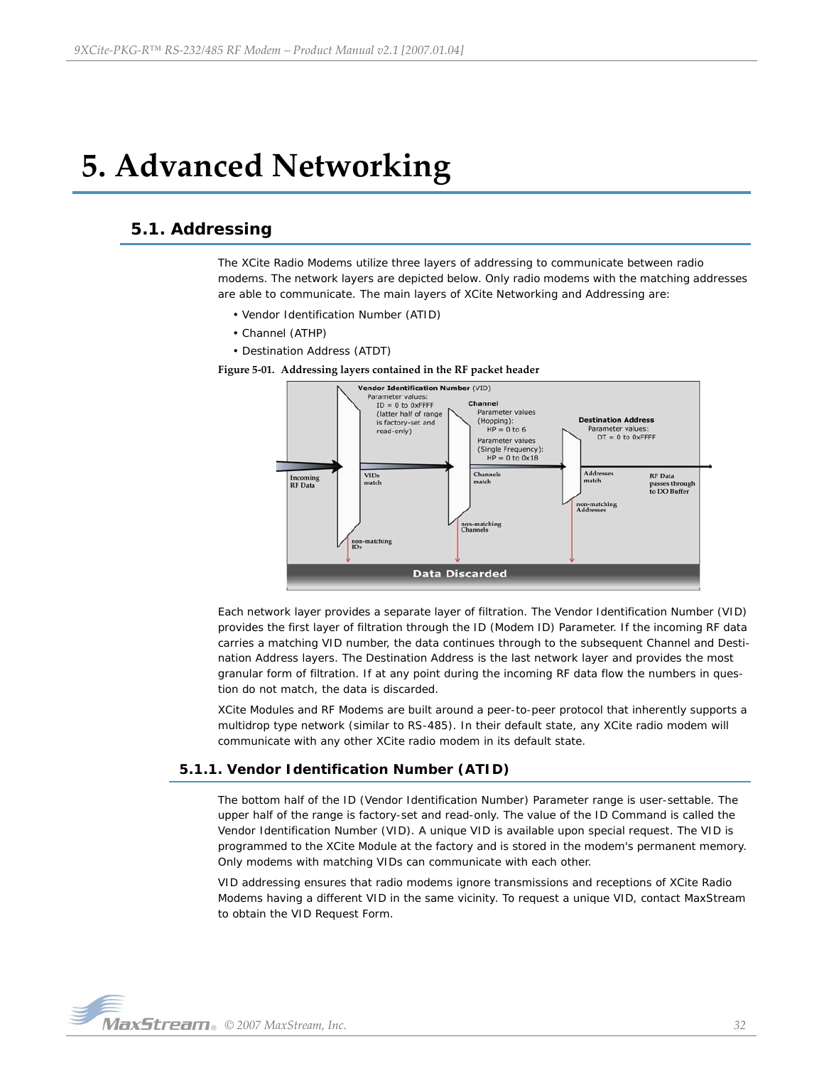# 5. Advanced Networking

## 5.1. Addressing

The XCite Radio Modems utilize three layers of addressing to communicate between radio modems. The network layers are depicted below. Only radio modems with the matching addresses are able to communicate. The main layers of XCite Networking and Addressing are:

- Vendor Identification Number (ATID)
- Channel (ATHP)
- Destination Address (ATDT)

**Figure 5-01. Addressing layers contained in the RF packet header**

Each network layer provides a separate layer of filtration. The Vendor Identification Number (VID) provides the first layer of filtration through the ID (Modem ID) Parameter. If the incoming RF data carries a matching VID number, the data continues through to the subsequent Channel and Destination Address layers. The Destination Address is the last network layer and provides the most granular form of filtration. If at any point during the incoming RF data flow the numbers in question do not match, the data is discarded.

XCite Modules and RF Modems are built around a peer-to-peer protocol that inherently supports a multidrop type network (similar to RS-485). In their default state, any XCite radio modem will communicate with any other XCite radio modem in its default state.

### 5.1.1. Vendor Identification Number (ATID)

The bottom half of the ID (Vendor Identification Number) Parameter range is user-settable. The upper half of the range is factory-set and read-only. The value of the ID Command is called the Vendor Identification Number (VID). A unique VID is available upon special request. The VID is programmed to the XCite Module at the factory and is stored in the modem's permanent memory. Only modems with matching VIDs can communicate with each other.

VID addressing ensures that radio modems ignore transmissions and receptions of XCite Radio Modems having a different VID in the same vicinity. To request a unique VID, contact MaxStream to obtain the VID Request Form.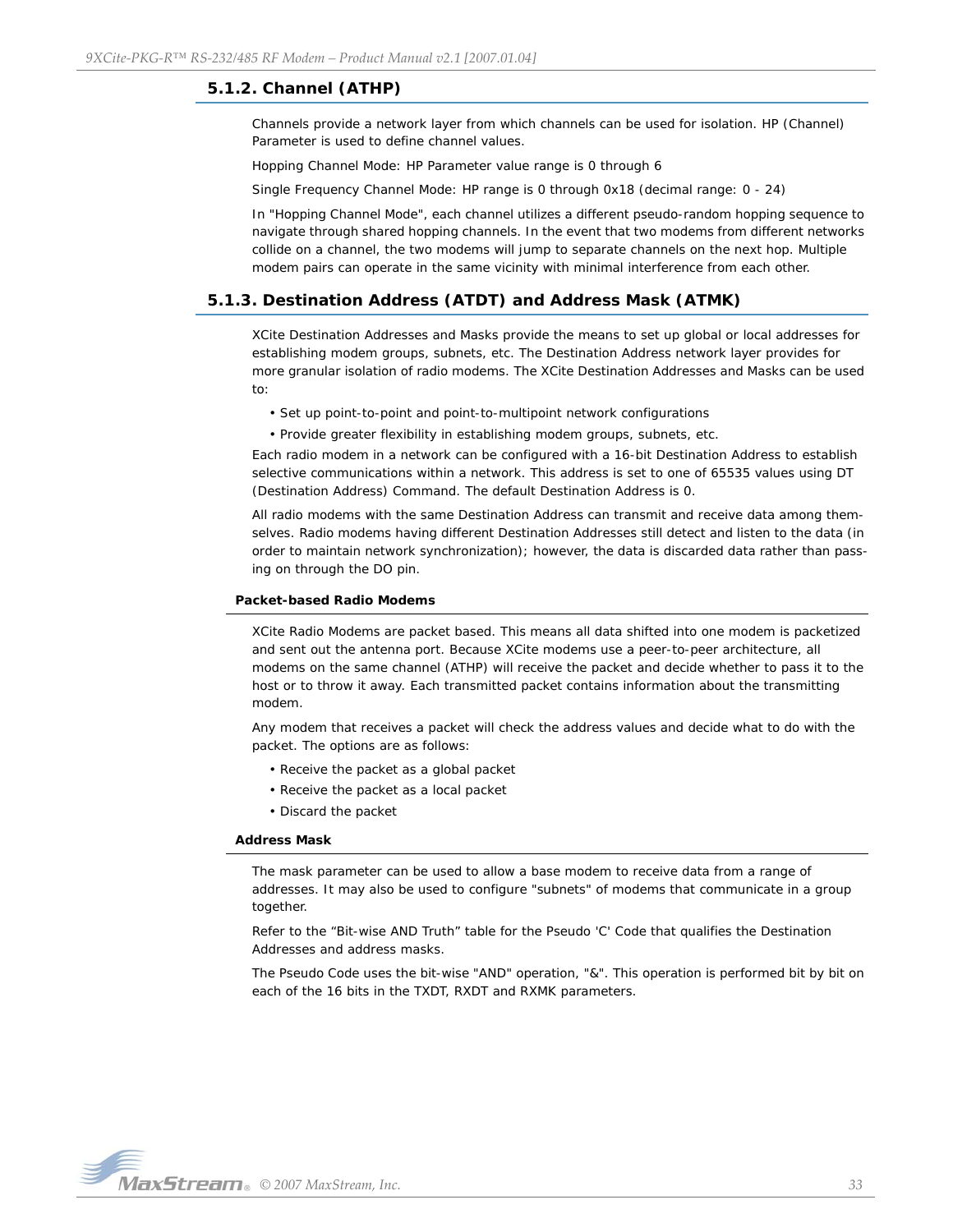### 5.1.2. Channel (ATHP)

Channels provide a network layer from which channels can be used for isolation. HP (Channel) Parameter is used to define channel values.

Hopping Channel Mode: HP Parameter value range is 0 through 6

Single Frequency Channel Mode: HP range is 0 through 0x18 (decimal range: 0 - 24)

In "Hopping Channel Mode", each channel utilizes a different pseudo-random hopping sequence to navigate through shared hopping channels. In the event that two modems from different networks collide on a channel, the two modems will jump to separate channels on the next hop. Multiple modem pairs can operate in the same vicinity with minimal interference from each other.

### 5.1.3. Destination Address (ATDT) and Address Mask (ATMK)

XCite Destination Addresses and Masks provide the means to set up global or local addresses for establishing modem groups, subnets, etc. The Destination Address network layer provides for more granular isolation of radio modems. The XCite Destination Addresses and Masks can be used to:

- Set up point-to-point and point-to-multipoint network configurations
- Provide greater flexibility in establishing modem groups, subnets, etc.

Each radio modem in a network can be configured with a 16-bit Destination Address to establish selective communications within a network. This address is set to one of 65535 values using DT (Destination Address) Command. The default Destination Address is 0.

All radio modems with the same Destination Address can transmit and receive data among themselves. Radio modems having different Destination Addresses still detect and listen to the data (in order to maintain network synchronization); however, the data is discarded data rather than passing on through the DO pin.

#### Packet-based Radio Modems

XCite Radio Modems are packet based. This means all data shifted into one modem is packetized and sent out the antenna port. Because XCite modems use a peer-to-peer architecture, all modems on the same channel (ATHP) will receive the packet and decide whether to pass it to the host or to throw it away. Each transmitted packet contains information about the transmitting modem.

Any modem that receives a packet will check the address values and decide what to do with the packet. The options are as follows:

- Receive the packet as a global packet
- Receive the packet as a local packet
- Discard the packet

#### Address Mask

The mask parameter can be used to allow a base modem to receive data from a range of addresses. It may also be used to configure "subnets" of modems that communicate in a group together.

Refer to the “Bit-wise AND Truth” table for the Pseudo 'C' Code that qualifies the Destination Addresses and address masks.

The Pseudo Code uses the bit-wise "AND" operation, "&". This operation is performed bit by bit on each of the 16 bits in the TXDT, RXDT and RXMK parameters.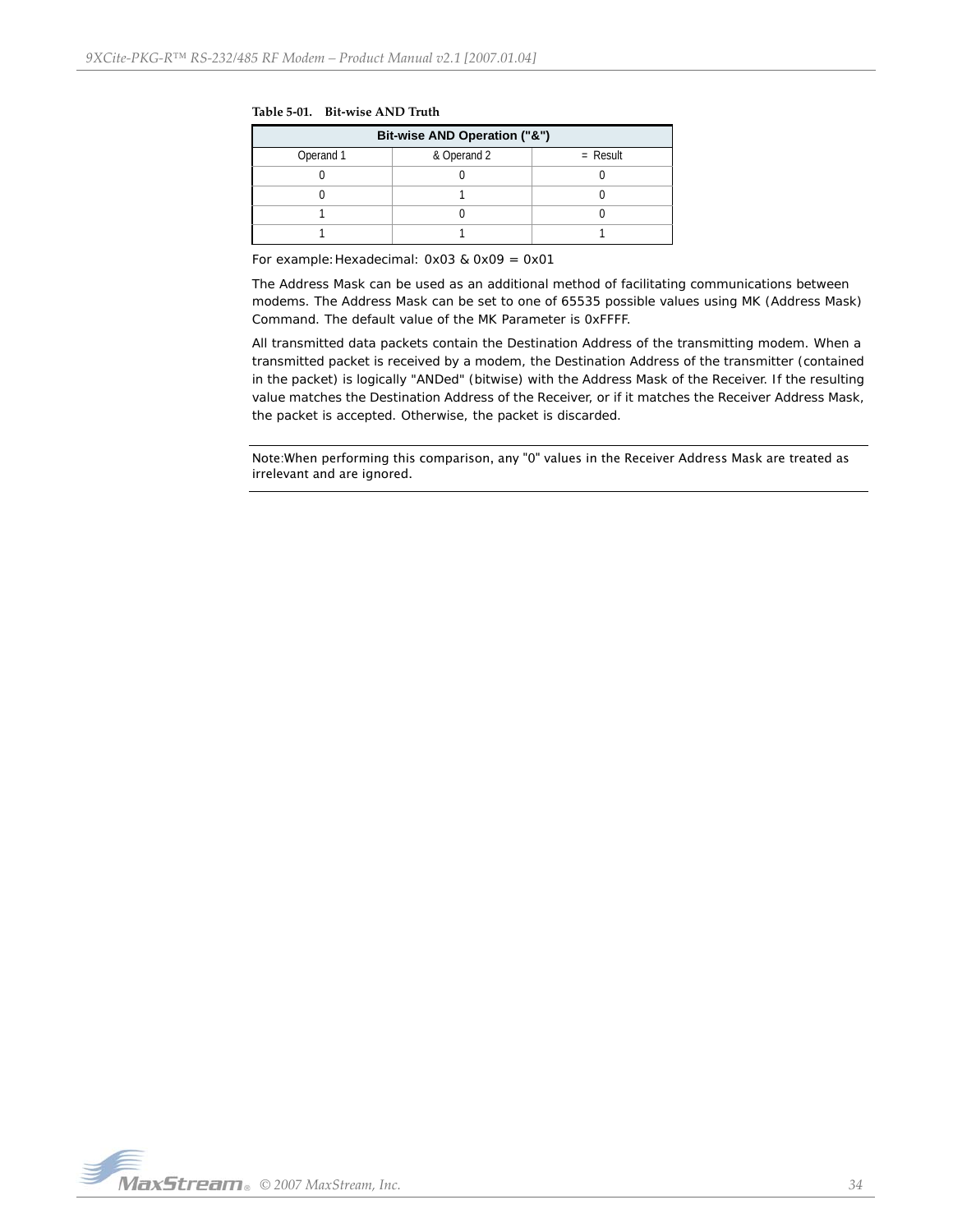**Table 5-01. Bit-wise AND Truth**

| Bit-wise AND Operation ("&") | | |
|---|---|---|
| Operand 1 | & Operand 2 | = Result |
| 0 | 0 | 0 |
| 0 | 1 | 0 |
| 1 | 0 | 0 |
| 1 | 1 | 1 |

For example: Hexadecimal: 0x03 & 0x09 = 0x01

The Address Mask can be used as an additional method of facilitating communications between modems. The Address Mask can be set to one of 65535 possible values using MK (Address Mask) Command. The default value of the MK Parameter is 0xFFFF.

All transmitted data packets contain the Destination Address of the transmitting modem. When a transmitted packet is received by a modem, the Destination Address of the transmitter (contained in the packet) is logically "ANDed" (bitwise) with the Address Mask of the Receiver. If the resulting value matches the Destination Address of the Receiver, or if it matches the Receiver Address Mask, the packet is accepted. Otherwise, the packet is discarded.

---

Note: When performing this comparison, any "0" values in the Receiver Address Mask are treated as irrelevant and are ignored.

---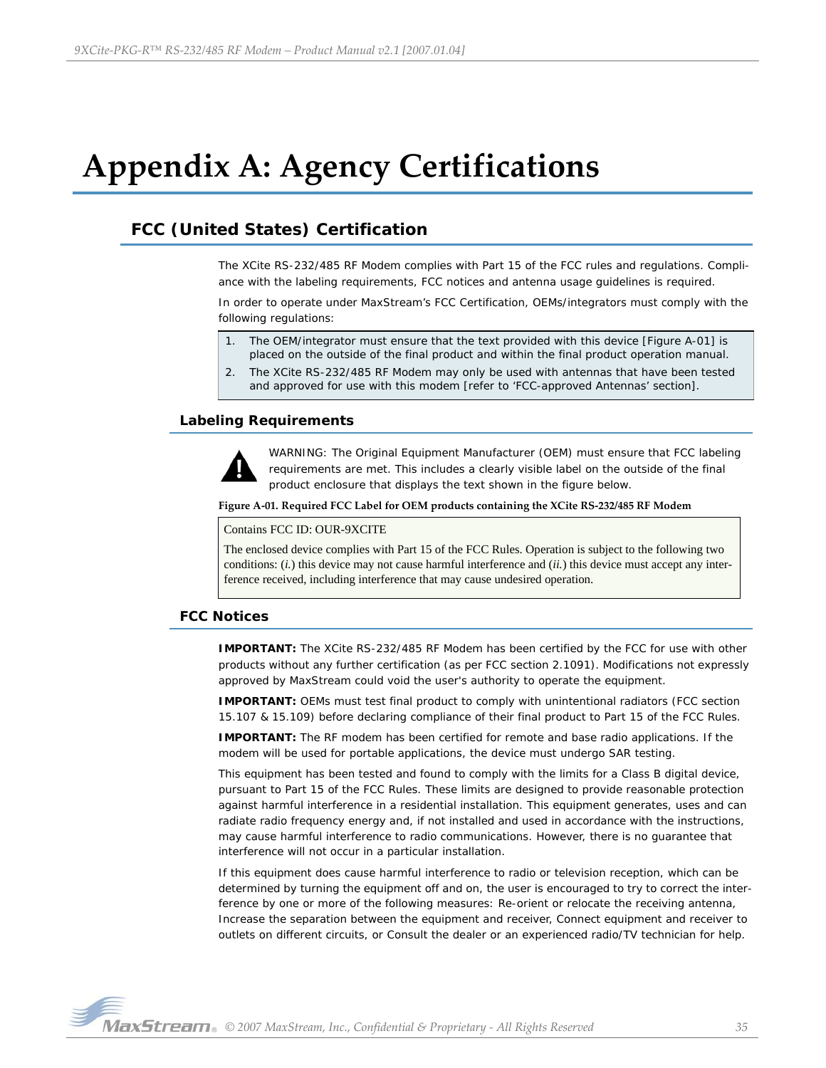# Appendix A: Agency Certifications

## FCC (United States) Certification

The XCite RS-232/485 RF Modem complies with Part 15 of the FCC rules and regulations. Compliance with the labeling requirements, FCC notices and antenna usage guidelines is required.

In order to operate under MaxStream's FCC Certification, OEMs/integrators must comply with the following regulations:

1. The OEM/integrator must ensure that the text provided with this device [Figure A-01] is placed on the outside of the final product and within the final product operation manual.
2. The XCite RS-232/485 RF Modem may only be used with antennas that have been tested and approved for use with this modem [refer to 'FCC-approved Antennas' section].

### Labeling Requirements

WARNING: The Original Equipment Manufacturer (OEM) must ensure that FCC labeling requirements are met. This includes a clearly visible label on the outside of the final product enclosure that displays the text shown in the figure below.

**Figure A-01. Required FCC Label for OEM products containing the XCite RS-232/485 RF Modem**

> Contains FCC ID: OUR-9XCITE
>
> The enclosed device complies with Part 15 of the FCC Rules. Operation is subject to the following two conditions: (*i.*) this device may not cause harmful interference and (*ii.*) this device must accept any interference received, including interference that may cause undesired operation.

### FCC Notices

**IMPORTANT:** The XCite RS-232/485 RF Modem has been certified by the FCC for use with other products without any further certification (as per FCC section 2.1091). Modifications not expressly approved by MaxStream could void the user's authority to operate the equipment.

**IMPORTANT:** OEMs must test final product to comply with unintentional radiators (FCC section 15.107 & 15.109) before declaring compliance of their final product to Part 15 of the FCC Rules.

**IMPORTANT:** The RF modem has been certified for remote and base radio applications. If the modem will be used for portable applications, the device must undergo SAR testing.

This equipment has been tested and found to comply with the limits for a Class B digital device, pursuant to Part 15 of the FCC Rules. These limits are designed to provide reasonable protection against harmful interference in a residential installation. This equipment generates, uses and can radiate radio frequency energy and, if not installed and used in accordance with the instructions, may cause harmful interference to radio communications. However, there is no guarantee that interference will not occur in a particular installation.

If this equipment does cause harmful interference to radio or television reception, which can be determined by turning the equipment off and on, the user is encouraged to try to correct the interference by one or more of the following measures: Re-orient or relocate the receiving antenna, Increase the separation between the equipment and receiver, Connect equipment and receiver to outlets on different circuits, or Consult the dealer or an experienced radio/TV technician for help.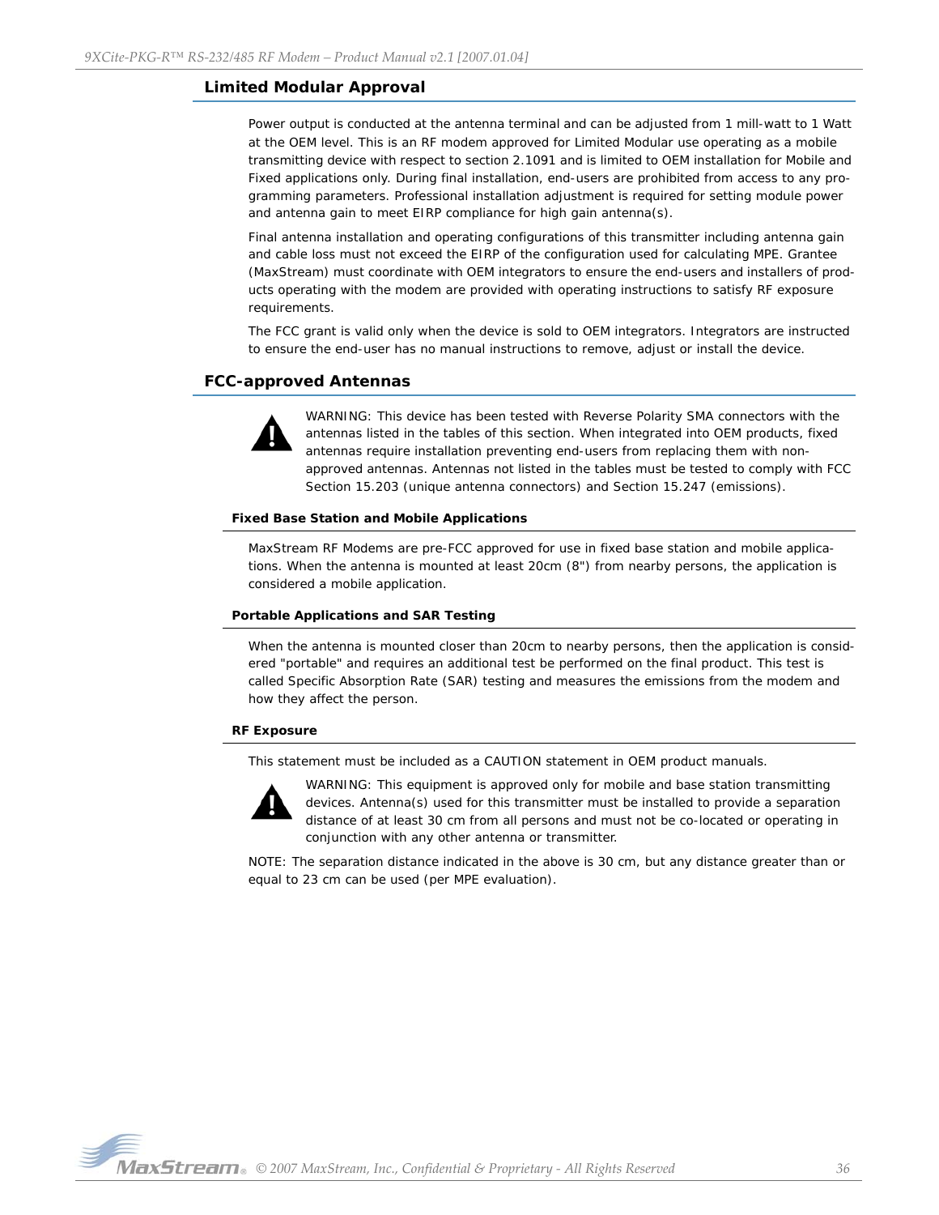## Limited Modular Approval

Power output is conducted at the antenna terminal and can be adjusted from 1 mill-watt to 1 Watt at the OEM level. This is an RF modem approved for Limited Modular use operating as a mobile transmitting device with respect to section 2.1091 and is limited to OEM installation for Mobile and Fixed applications only. During final installation, end-users are prohibited from access to any programming parameters. Professional installation adjustment is required for setting module power and antenna gain to meet EIRP compliance for high gain antenna(s).

Final antenna installation and operating configurations of this transmitter including antenna gain and cable loss must not exceed the EIRP of the configuration used for calculating MPE. Grantee (MaxStream) must coordinate with OEM integrators to ensure the end-users and installers of products operating with the modem are provided with operating instructions to satisfy RF exposure requirements.

The FCC grant is valid only when the device is sold to OEM integrators. Integrators are instructed to ensure the end-user has no manual instructions to remove, adjust or install the device.

## FCC-approved Antennas

WARNING: This device has been tested with Reverse Polarity SMA connectors with the antennas listed in the tables of this section. When integrated into OEM products, fixed antennas require installation preventing end-users from replacing them with non-approved antennas. Antennas not listed in the tables must be tested to comply with FCC Section 15.203 (unique antenna connectors) and Section 15.247 (emissions).

### Fixed Base Station and Mobile Applications

MaxStream RF Modems are pre-FCC approved for use in fixed base station and mobile applications. When the antenna is mounted at least 20cm (8") from nearby persons, the application is considered a mobile application.

### Portable Applications and SAR Testing

When the antenna is mounted closer than 20cm to nearby persons, then the application is considered "portable" and requires an additional test be performed on the final product. This test is called Specific Absorption Rate (SAR) testing and measures the emissions from the modem and how they affect the person.

### RF Exposure

This statement must be included as a CAUTION statement in OEM product manuals.

WARNING: This equipment is approved only for mobile and base station transmitting devices. Antenna(s) used for this transmitter must be installed to provide a separation distance of at least 30 cm from all persons and must not be co-located or operating in conjunction with any other antenna or transmitter.

NOTE: The separation distance indicated in the above is 30 cm, but any distance greater than or equal to 23 cm can be used (per MPE evaluation).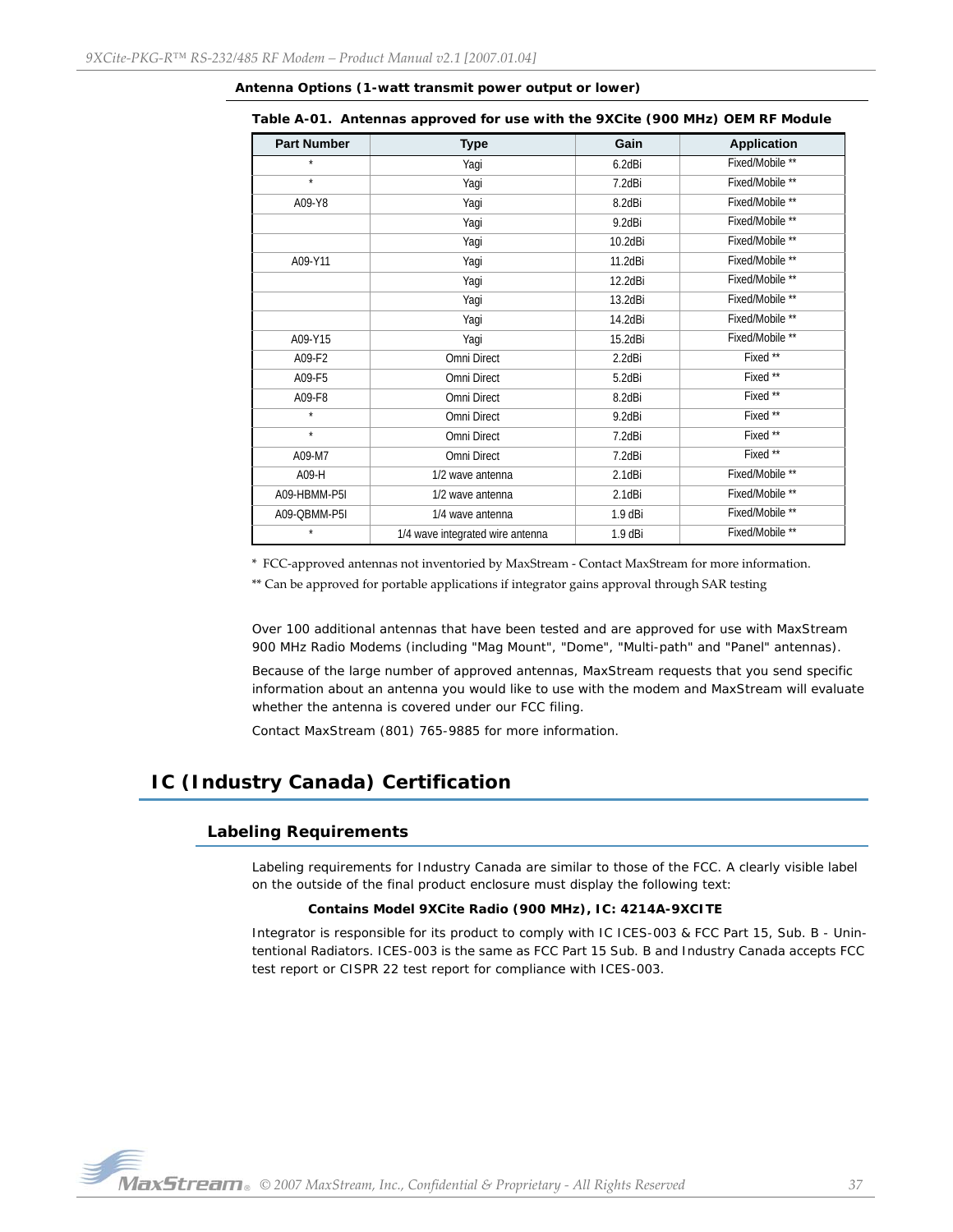**Antenna Options (1-watt transmit power output or lower)**

**Table A-01. Antennas approved for use with the 9XCite (900 MHz) OEM RF Module**

| Part Number | Type | Gain | Application |
|---|---|---|---|
| * | Yagi | 6.2dBi | Fixed/Mobile ** |
| * | Yagi | 7.2dBi | Fixed/Mobile ** |
| A09-Y8 | Yagi | 8.2dBi | Fixed/Mobile ** |
| | Yagi | 9.2dBi | Fixed/Mobile ** |
| | Yagi | 10.2dBi | Fixed/Mobile ** |
| A09-Y11 | Yagi | 11.2dBi | Fixed/Mobile ** |
| | Yagi | 12.2dBi | Fixed/Mobile ** |
| | Yagi | 13.2dBi | Fixed/Mobile ** |
| | Yagi | 14.2dBi | Fixed/Mobile ** |
| A09-Y15 | Yagi | 15.2dBi | Fixed/Mobile ** |
| A09-F2 | Omni Direct | 2.2dBi | Fixed ** |
| A09-F5 | Omni Direct | 5.2dBi | Fixed ** |
| A09-F8 | Omni Direct | 8.2dBi | Fixed ** |
| * | Omni Direct | 9.2dBi | Fixed ** |
| * | Omni Direct | 7.2dBi | Fixed ** |
| A09-M7 | Omni Direct | 7.2dBi | Fixed ** |
| A09-H | 1/2 wave antenna | 2.1dBi | Fixed/Mobile ** |
| A09-HBMM-P5I | 1/2 wave antenna | 2.1dBi | Fixed/Mobile ** |
| A09-QBMM-P5I | 1/4 wave antenna | 1.9 dBi | Fixed/Mobile ** |
| * | 1/4 wave integrated wire antenna | 1.9 dBi | Fixed/Mobile ** |

\* FCC-approved antennas not inventoried by MaxStream - Contact MaxStream for more information.

** Can be approved for portable applications if integrator gains approval through SAR testing

Over 100 additional antennas that have been tested and are approved for use with MaxStream 900 MHz Radio Modems (including "Mag Mount", "Dome", "Multi-path" and "Panel" antennas).

Because of the large number of approved antennas, MaxStream requests that you send specific information about an antenna you would like to use with the modem and MaxStream will evaluate whether the antenna is covered under our FCC filing.

Contact MaxStream (801) 765-9885 for more information.

# IC (Industry Canada) Certification

## Labeling Requirements

Labeling requirements for Industry Canada are similar to those of the FCC. A clearly visible label on the outside of the final product enclosure must display the following text:

**Contains Model 9XCite Radio (900 MHz), IC: 4214A-9XCITE**

Integrator is responsible for its product to comply with IC ICES-003 & FCC Part 15, Sub. B - Unintentional Radiators. ICES-003 is the same as FCC Part 15 Sub. B and Industry Canada accepts FCC test report or CISPR 22 test report for compliance with ICES-003.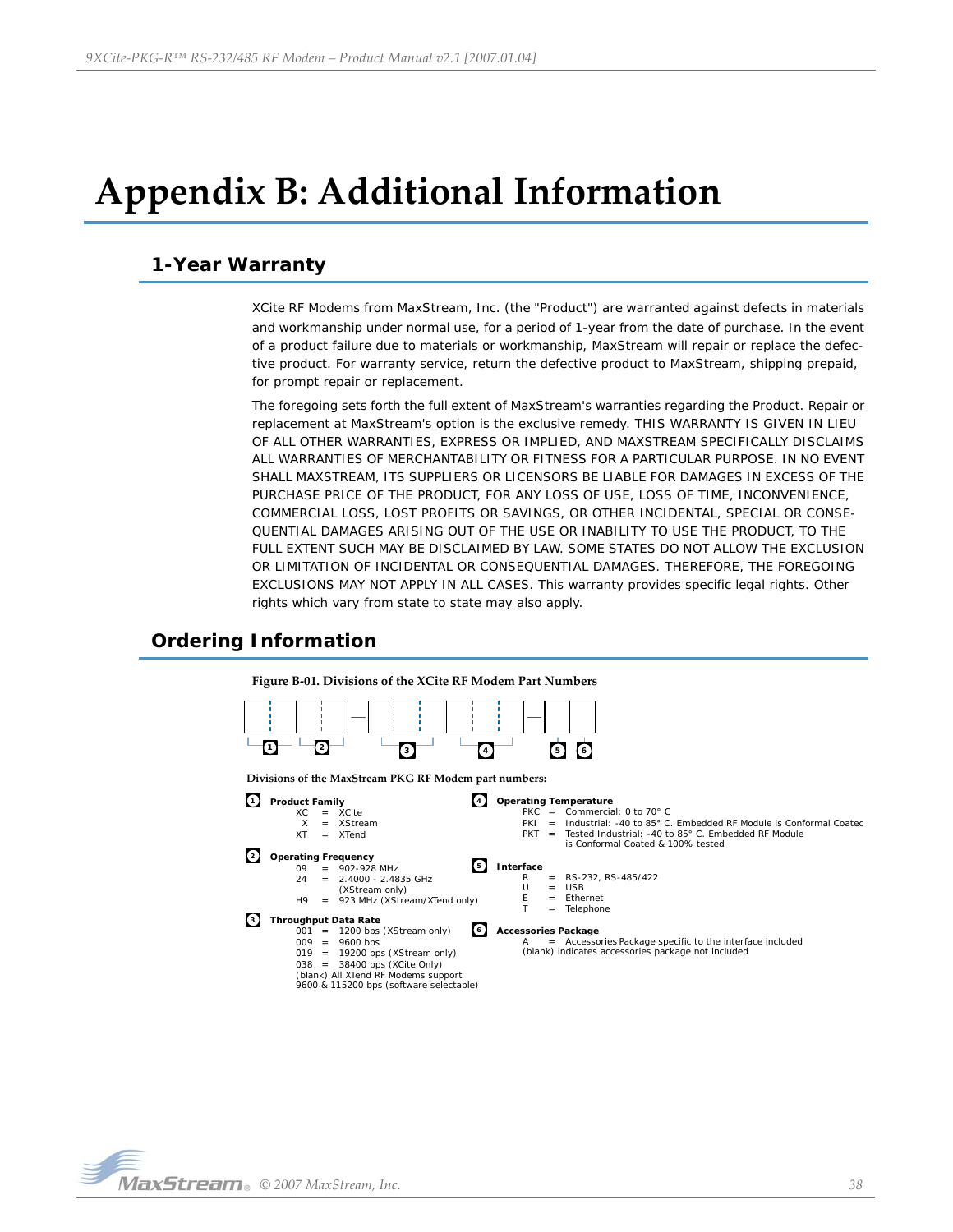# Appendix B: Additional Information

## 1-Year Warranty

XCite RF Modems from MaxStream, Inc. (the "Product") are warranted against defects in materials and workmanship under normal use, for a period of 1-year from the date of purchase. In the event of a product failure due to materials or workmanship, MaxStream will repair or replace the defective product. For warranty service, return the defective product to MaxStream, shipping prepaid, for prompt repair or replacement.

The foregoing sets forth the full extent of MaxStream's warranties regarding the Product. Repair or replacement at MaxStream's option is the exclusive remedy. THIS WARRANTY IS GIVEN IN LIEU OF ALL OTHER WARRANTIES, EXPRESS OR IMPLIED, AND MAXSTREAM SPECIFICALLY DISCLAIMS ALL WARRANTIES OF MERCHANTABILITY OR FITNESS FOR A PARTICULAR PURPOSE. IN NO EVENT SHALL MAXSTREAM, ITS SUPPLIERS OR LICENSORS BE LIABLE FOR DAMAGES IN EXCESS OF THE PURCHASE PRICE OF THE PRODUCT, FOR ANY LOSS OF USE, LOSS OF TIME, INCONVENIENCE, COMMERCIAL LOSS, LOST PROFITS OR SAVINGS, OR OTHER INCIDENTAL, SPECIAL OR CONSEQUENTIAL DAMAGES ARISING OUT OF THE USE OR INABILITY TO USE THE PRODUCT, TO THE FULL EXTENT SUCH MAY BE DISCLAIMED BY LAW. SOME STATES DO NOT ALLOW THE EXCLUSION OR LIMITATION OF INCIDENTAL OR CONSEQUENTIAL DAMAGES. THEREFORE, THE FOREGOING EXCLUSIONS MAY NOT APPLY IN ALL CASES. This warranty provides specific legal rights. Other rights which vary from state to state may also apply.

## Ordering Information

**Figure B-01. Divisions of the XCite RF Modem Part Numbers**

**Divisions of the MaxStream PKG RF Modem part numbers:**

**1 Product Family**
- XC = XCite
- X = XStream
- XT = XTend

**2 Operating Frequency**
- 09 = 902-928 MHz
- 24 = 2.4000 - 2.4835 GHz (XStream only)
- H9 = 923 MHz (XStream/XTend only)

**3 Throughput Data Rate**
- 001 = 1200 bps (XStream only)
- 009 = 9600 bps
- 019 = 19200 bps (XStream only)
- 038 = 38400 bps (XCite Only)
- (blank) All XTend RF Modems support 9600 & 115200 bps (software selectable)

**4 Operating Temperature**
- PKC = Commercial: 0 to 70° C
- PKI = Industrial: -40 to 85° C. Embedded RF Module is Conformal Coatec
- PKT = Tested Industrial: -40 to 85° C. Embedded RF Module is Conformal Coated & 100% tested

**5 Interface**
- R = RS-232, RS-485/422
- U = USB
- E = Ethernet
- T = Telephone

**6 Accessories Package**
- A = Accessories Package specific to the interface included
- (blank) indicates accessories package not included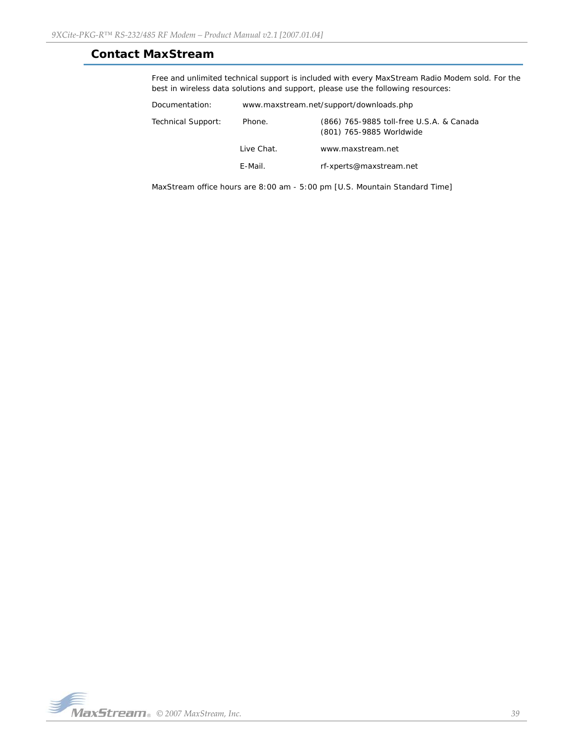## Contact MaxStream

Free and unlimited technical support is included with every MaxStream Radio Modem sold. For the best in wireless data solutions and support, please use the following resources:

| | | |
|---|---|---|
| Documentation: | www.maxstream.net/support/downloads.php | |
| Technical Support: | Phone. | (866) 765-9885 toll-free U.S.A. & Canada<br>(801) 765-9885 Worldwide |
| | Live Chat. | www.maxstream.net |
| | E-Mail. | rf-xperts@maxstream.net |

MaxStream office hours are 8:00 am - 5:00 pm [U.S. Mountain Standard Time]